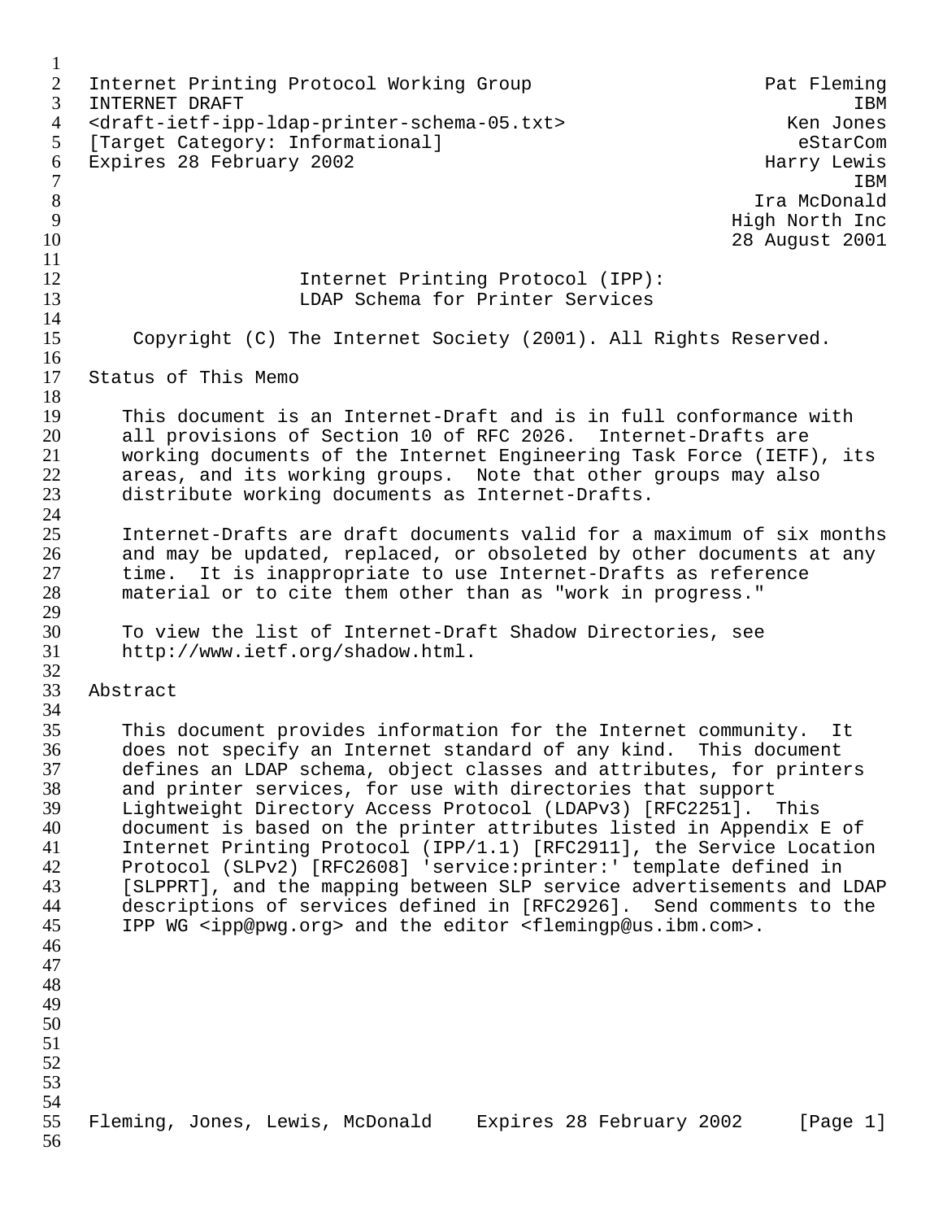Internet Printing Protocol Working Group | Pat Fleming
INTERNET DRAFT | IBM
<draft-ietf-ipp-ldap-printer-schema-05.txt> | Ken Jones
[Target Category: Informational] | eStarCom
Expires 28 February 2002 | Harry Lewis
IBM
Ira McDonald
High North Inc
28 August 2001

# Internet Printing Protocol (IPP): LDAP Schema for Printer Services

Copyright (C) The Internet Society (2001). All Rights Reserved.

## Status of This Memo

This document is an Internet-Draft and is in full conformance with all provisions of Section 10 of RFC 2026. Internet-Drafts are working documents of the Internet Engineering Task Force (IETF), its areas, and its working groups. Note that other groups may also distribute working documents as Internet-Drafts.

Internet-Drafts are draft documents valid for a maximum of six months and may be updated, replaced, or obsoleted by other documents at any time. It is inappropriate to use Internet-Drafts as reference material or to cite them other than as "work in progress."

To view the list of Internet-Draft Shadow Directories, see http://www.ietf.org/shadow.html.

## Abstract

This document provides information for the Internet community. It does not specify an Internet standard of any kind. This document defines an LDAP schema, object classes and attributes, for printers and printer services, for use with directories that support Lightweight Directory Access Protocol (LDAPv3) [RFC2251]. This document is based on the printer attributes listed in Appendix E of Internet Printing Protocol (IPP/1.1) [RFC2911], the Service Location Protocol (SLPv2) [RFC2608] 'service:printer:' template defined in [SLPPRT], and the mapping between SLP service advertisements and LDAP descriptions of services defined in [RFC2926]. Send comments to the IPP WG <ipp@pwg.org> and the editor <flemingp@us.ibm.com>.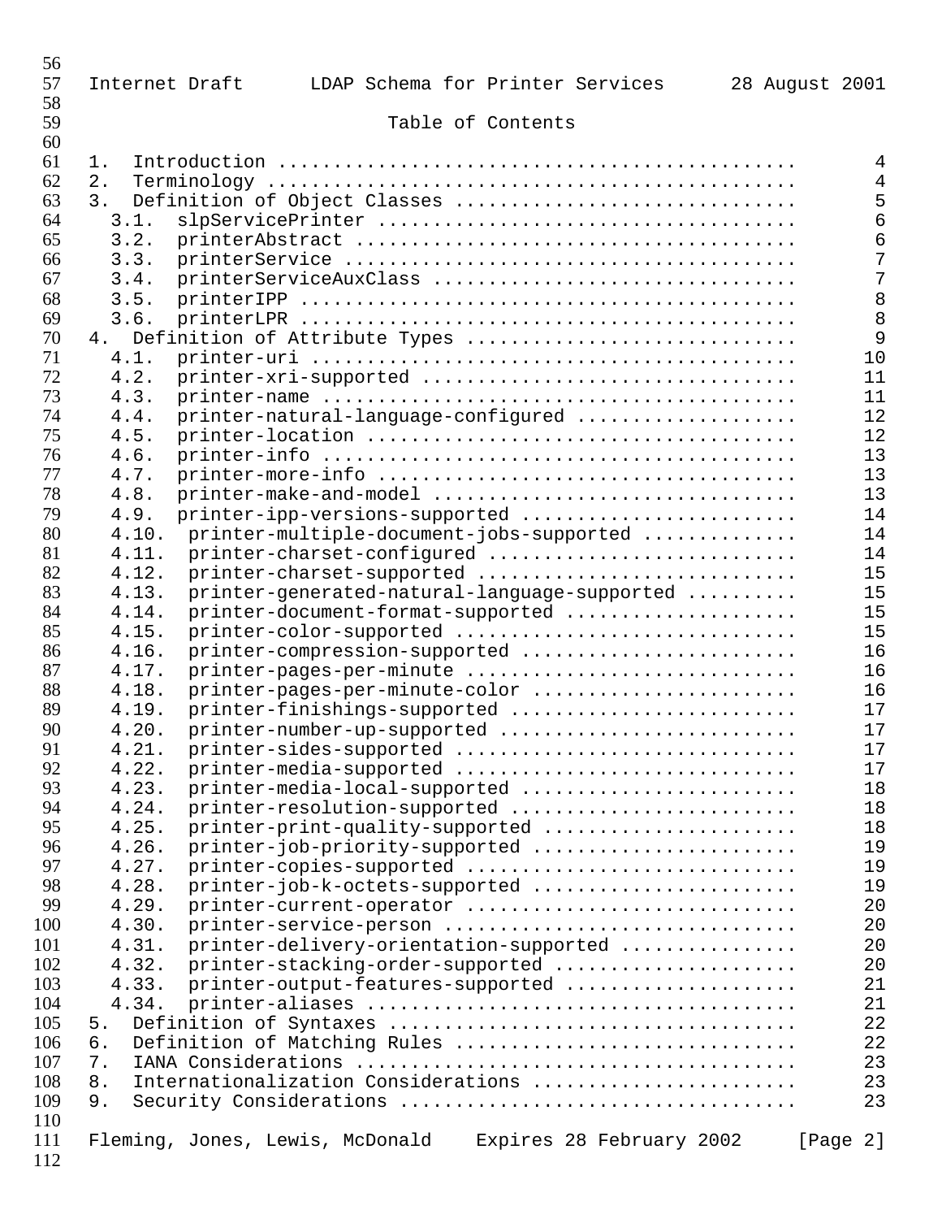## Table of Contents

1. Introduction ............................................... 4
2. Terminology ................................................ 4
3. Definition of Object Classes ............................... 5
   - 3.1. slpServicePrinter ................................... 6
   - 3.2. printerAbstract ..................................... 6
   - 3.3. printerService ...................................... 7
   - 3.4. printerServiceAuxClass .............................. 7
   - 3.5. printerIPP .......................................... 8
   - 3.6. printerLPR .......................................... 8
4. Definition of Attribute Types .............................. 9
   - 4.1. printer-uri ......................................... 10
   - 4.2. printer-xri-supported ............................... 11
   - 4.3. printer-name ........................................ 11
   - 4.4. printer-natural-language-configured ................. 12
   - 4.5. printer-location .................................... 12
   - 4.6. printer-info ........................................ 13
   - 4.7. printer-more-info ................................... 13
   - 4.8. printer-make-and-model .............................. 13
   - 4.9. printer-ipp-versions-supported ...................... 14
   - 4.10. printer-multiple-document-jobs-supported ........... 14
   - 4.11. printer-charset-configured ......................... 14
   - 4.12. printer-charset-supported .......................... 15
   - 4.13. printer-generated-natural-language-supported ....... 15
   - 4.14. printer-document-format-supported .................. 15
   - 4.15. printer-color-supported ............................ 15
   - 4.16. printer-compression-supported ...................... 16
   - 4.17. printer-pages-per-minute ........................... 16
   - 4.18. printer-pages-per-minute-color ..................... 16
   - 4.19. printer-finishings-supported ....................... 17
   - 4.20. printer-number-up-supported ........................ 17
   - 4.21. printer-sides-supported ............................ 17
   - 4.22. printer-media-supported ............................ 17
   - 4.23. printer-media-local-supported ...................... 18
   - 4.24. printer-resolution-supported ....................... 18
   - 4.25. printer-print-quality-supported .................... 18
   - 4.26. printer-job-priority-supported ..................... 19
   - 4.27. printer-copies-supported ........................... 19
   - 4.28. printer-job-k-octets-supported ..................... 19
   - 4.29. printer-current-operator ........................... 20
   - 4.30. printer-service-person ............................. 20
   - 4.31. printer-delivery-orientation-supported ............. 20
   - 4.32. printer-stacking-order-supported ................... 20
   - 4.33. printer-output-features-supported .................. 21
   - 4.34. printer-aliases .................................... 21
5. Definition of Syntaxes ..................................... 22
6. Definition of Matching Rules ............................... 22
7. IANA Considerations ........................................ 23
8. Internationalization Considerations ........................ 23
9. Security Considerations .................................... 23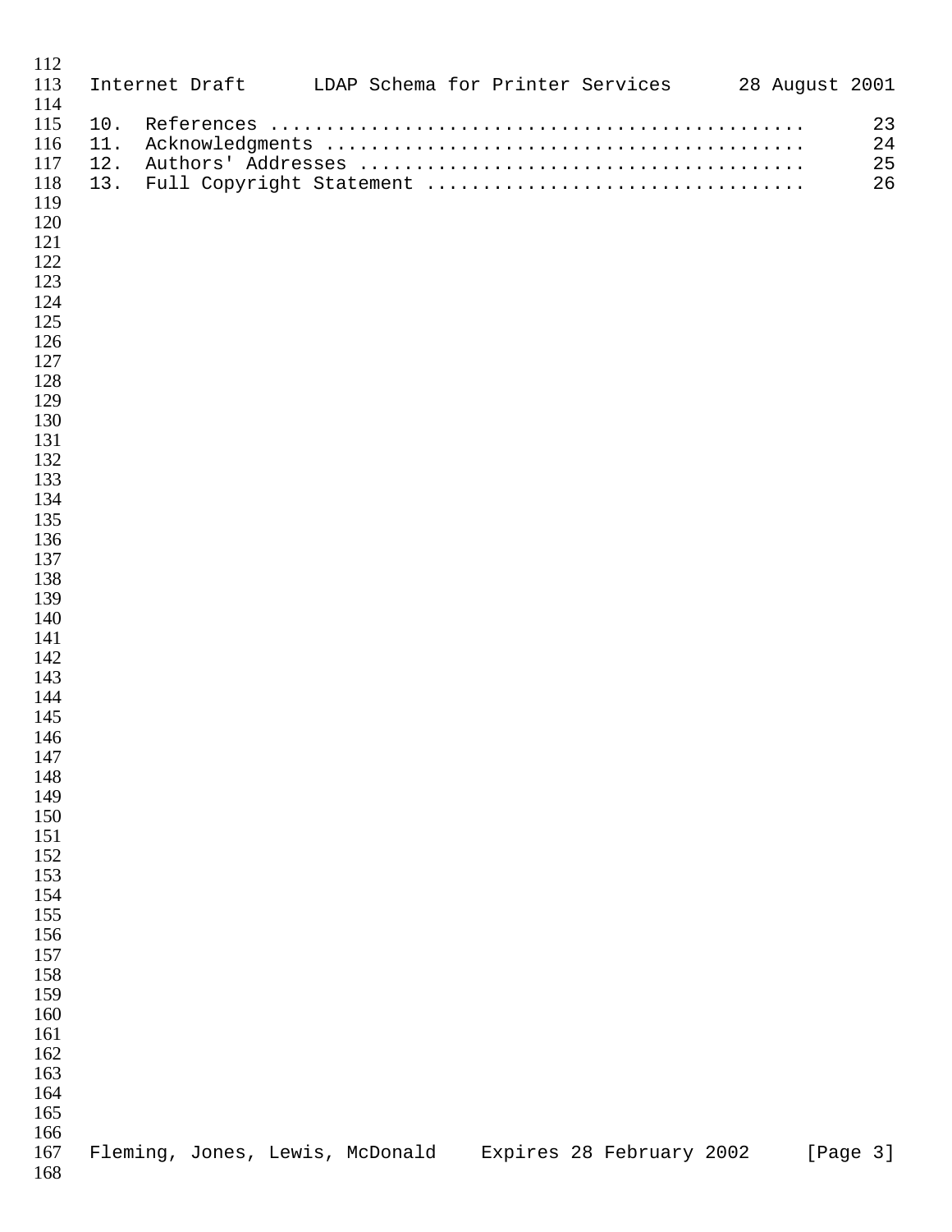10.  References ............................................... 23
11.  Acknowledgments .......................................... 24
12.  Authors' Addresses ....................................... 25
13.  Full Copyright Statement ................................. 26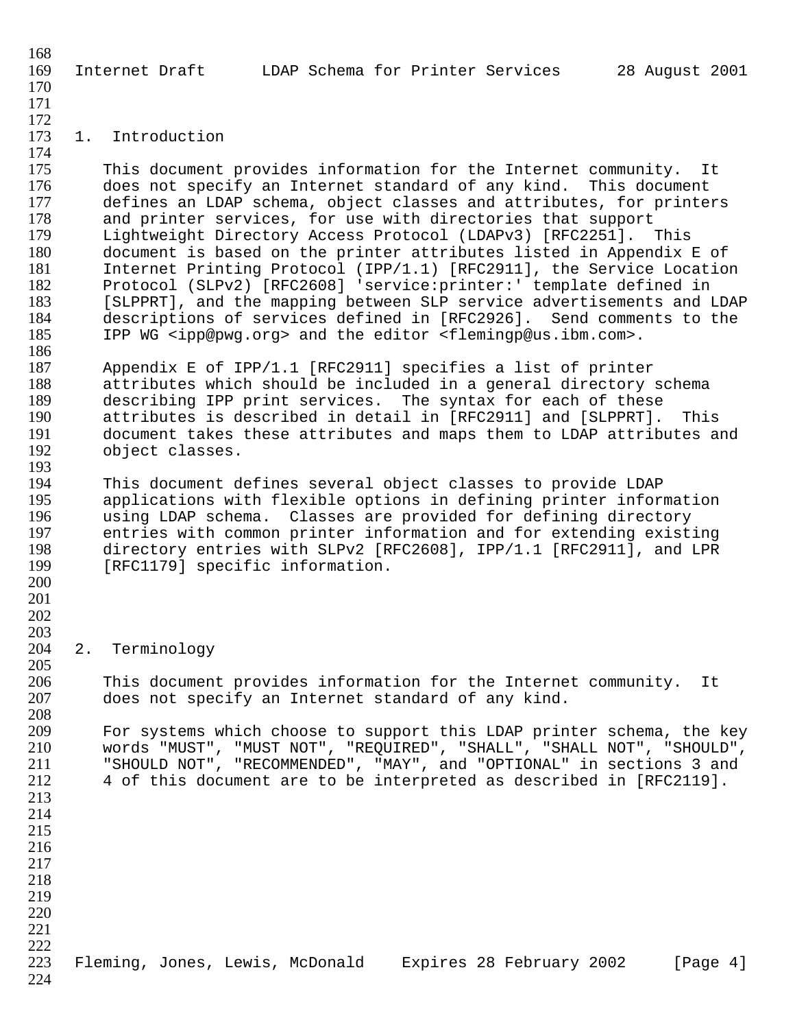# 1. Introduction

This document provides information for the Internet community. It does not specify an Internet standard of any kind. This document defines an LDAP schema, object classes and attributes, for printers and printer services, for use with directories that support Lightweight Directory Access Protocol (LDAPv3) [RFC2251]. This document is based on the printer attributes listed in Appendix E of Internet Printing Protocol (IPP/1.1) [RFC2911], the Service Location Protocol (SLPv2) [RFC2608] 'service:printer:' template defined in [SLPPRT], and the mapping between SLP service advertisements and LDAP descriptions of services defined in [RFC2926]. Send comments to the IPP WG <ipp@pwg.org> and the editor <flemingp@us.ibm.com>.

Appendix E of IPP/1.1 [RFC2911] specifies a list of printer attributes which should be included in a general directory schema describing IPP print services. The syntax for each of these attributes is described in detail in [RFC2911] and [SLPPRT]. This document takes these attributes and maps them to LDAP attributes and object classes.

This document defines several object classes to provide LDAP applications with flexible options in defining printer information using LDAP schema. Classes are provided for defining directory entries with common printer information and for extending existing directory entries with SLPv2 [RFC2608], IPP/1.1 [RFC2911], and LPR [RFC1179] specific information.

# 2. Terminology

This document provides information for the Internet community. It does not specify an Internet standard of any kind.

For systems which choose to support this LDAP printer schema, the key words "MUST", "MUST NOT", "REQUIRED", "SHALL", "SHALL NOT", "SHOULD", "SHOULD NOT", "RECOMMENDED", "MAY", and "OPTIONAL" in sections 3 and 4 of this document are to be interpreted as described in [RFC2119].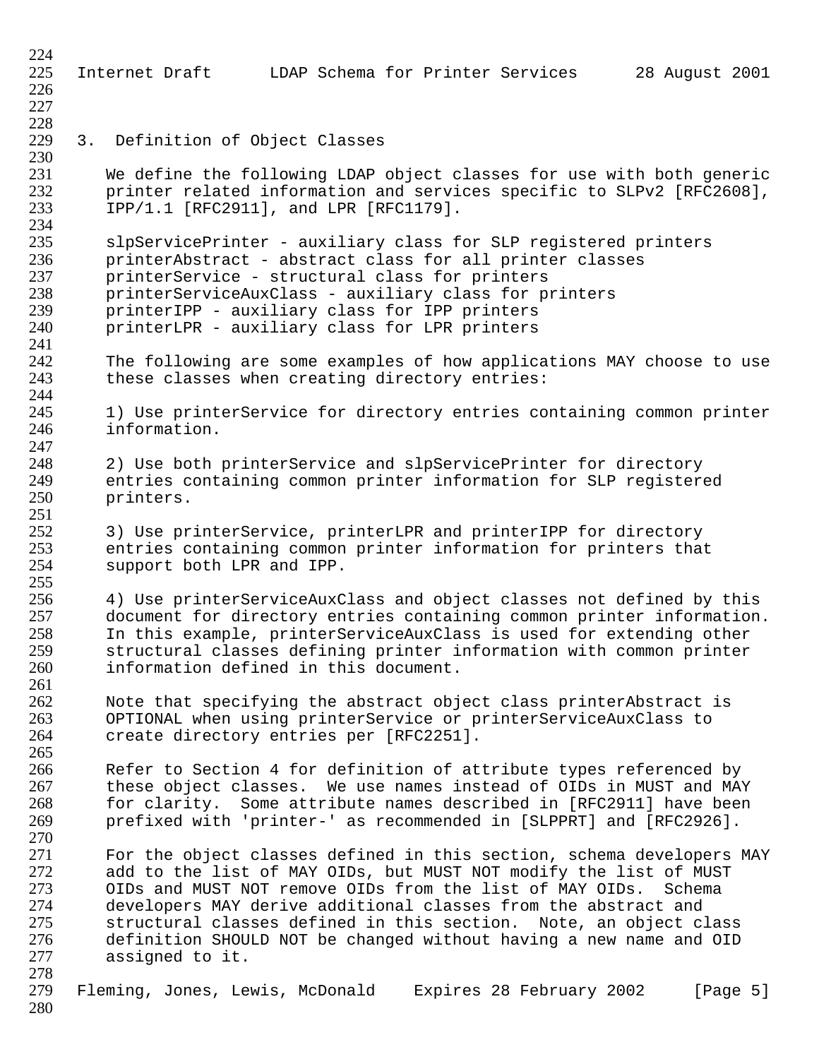## 3. Definition of Object Classes

We define the following LDAP object classes for use with both generic printer related information and services specific to SLPv2 [RFC2608], IPP/1.1 [RFC2911], and LPR [RFC1179].

slpServicePrinter - auxiliary class for SLP registered printers
printerAbstract - abstract class for all printer classes
printerService - structural class for printers
printerServiceAuxClass - auxiliary class for printers
printerIPP - auxiliary class for IPP printers
printerLPR - auxiliary class for LPR printers

The following are some examples of how applications MAY choose to use these classes when creating directory entries:

1) Use printerService for directory entries containing common printer information.

2) Use both printerService and slpServicePrinter for directory entries containing common printer information for SLP registered printers.

3) Use printerService, printerLPR and printerIPP for directory entries containing common printer information for printers that support both LPR and IPP.

4) Use printerServiceAuxClass and object classes not defined by this document for directory entries containing common printer information. In this example, printerServiceAuxClass is used for extending other structural classes defining printer information with common printer information defined in this document.

Note that specifying the abstract object class printerAbstract is OPTIONAL when using printerService or printerServiceAuxClass to create directory entries per [RFC2251].

Refer to Section 4 for definition of attribute types referenced by these object classes. We use names instead of OIDs in MUST and MAY for clarity. Some attribute names described in [RFC2911] have been prefixed with 'printer-' as recommended in [SLPPRT] and [RFC2926].

For the object classes defined in this section, schema developers MAY add to the list of MAY OIDs, but MUST NOT modify the list of MUST OIDs and MUST NOT remove OIDs from the list of MAY OIDs. Schema developers MAY derive additional classes from the abstract and structural classes defined in this section. Note, an object class definition SHOULD NOT be changed without having a new name and OID assigned to it.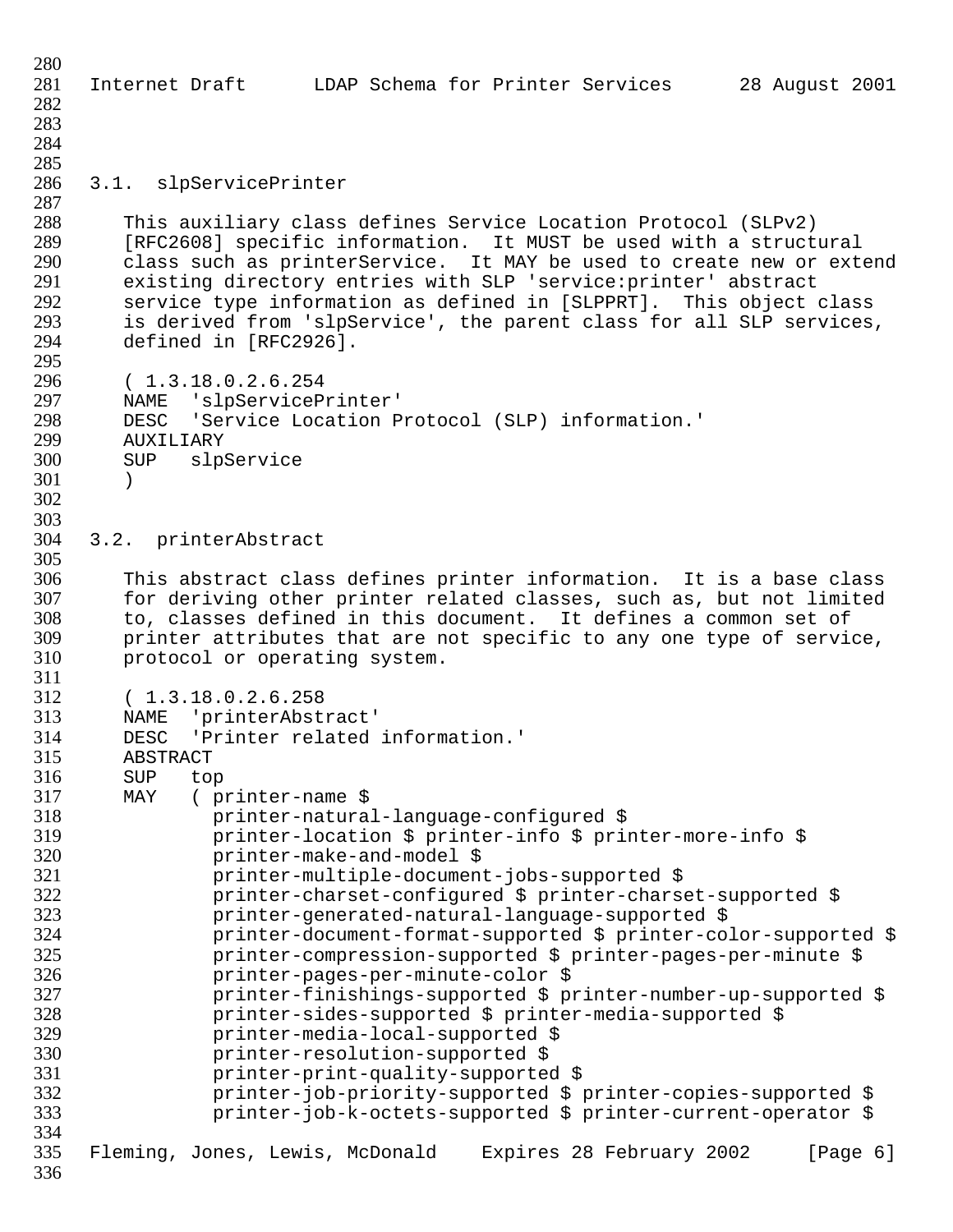## 3.1. slpServicePrinter

This auxiliary class defines Service Location Protocol (SLPv2) [RFC2608] specific information. It MUST be used with a structural class such as printerService. It MAY be used to create new or extend existing directory entries with SLP 'service:printer' abstract service type information as defined in [SLPPRT]. This object class is derived from 'slpService', the parent class for all SLP services, defined in [RFC2926].

```
( 1.3.18.0.2.6.254
NAME  'slpServicePrinter'
DESC  'Service Location Protocol (SLP) information.'
AUXILIARY
SUP   slpService
)
```

## 3.2. printerAbstract

This abstract class defines printer information. It is a base class for deriving other printer related classes, such as, but not limited to, classes defined in this document. It defines a common set of printer attributes that are not specific to any one type of service, protocol or operating system.

```
( 1.3.18.0.2.6.258
NAME  'printerAbstract'
DESC  'Printer related information.'
ABSTRACT
SUP   top
MAY   ( printer-name $
        printer-natural-language-configured $
        printer-location $ printer-info $ printer-more-info $
        printer-make-and-model $
        printer-multiple-document-jobs-supported $
        printer-charset-configured $ printer-charset-supported $
        printer-generated-natural-language-supported $
        printer-document-format-supported $ printer-color-supported $
        printer-compression-supported $ printer-pages-per-minute $
        printer-pages-per-minute-color $
        printer-finishings-supported $ printer-number-up-supported $
        printer-sides-supported $ printer-media-supported $
        printer-media-local-supported $
        printer-resolution-supported $
        printer-print-quality-supported $
        printer-job-priority-supported $ printer-copies-supported $
        printer-job-k-octets-supported $ printer-current-operator $
```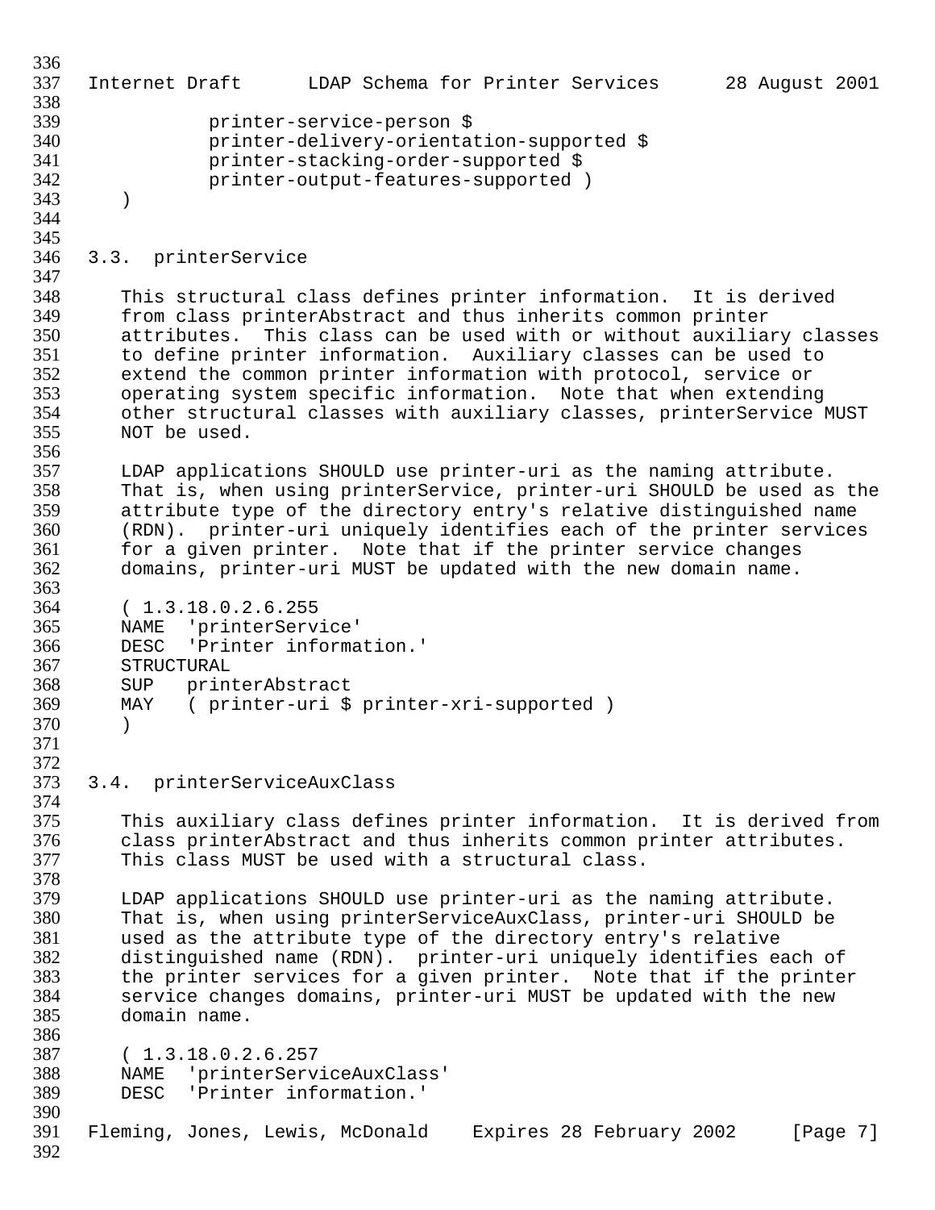```
            printer-service-person $
            printer-delivery-orientation-supported $
            printer-stacking-order-supported $
            printer-output-features-supported )
    )
```

## 3.3. printerService

This structural class defines printer information. It is derived from class printerAbstract and thus inherits common printer attributes. This class can be used with or without auxiliary classes to define printer information. Auxiliary classes can be used to extend the common printer information with protocol, service or operating system specific information. Note that when extending other structural classes with auxiliary classes, printerService MUST NOT be used.

LDAP applications SHOULD use printer-uri as the naming attribute. That is, when using printerService, printer-uri SHOULD be used as the attribute type of the directory entry's relative distinguished name (RDN). printer-uri uniquely identifies each of the printer services for a given printer. Note that if the printer service changes domains, printer-uri MUST be updated with the new domain name.

```
( 1.3.18.0.2.6.255
NAME  'printerService'
DESC  'Printer information.'
STRUCTURAL
SUP   printerAbstract
MAY   ( printer-uri $ printer-xri-supported )
)
```

## 3.4. printerServiceAuxClass

This auxiliary class defines printer information. It is derived from class printerAbstract and thus inherits common printer attributes. This class MUST be used with a structural class.

LDAP applications SHOULD use printer-uri as the naming attribute. That is, when using printerServiceAuxClass, printer-uri SHOULD be used as the attribute type of the directory entry's relative distinguished name (RDN). printer-uri uniquely identifies each of the printer services for a given printer. Note that if the printer service changes domains, printer-uri MUST be updated with the new domain name.

```
( 1.3.18.0.2.6.257
NAME  'printerServiceAuxClass'
DESC  'Printer information.'
```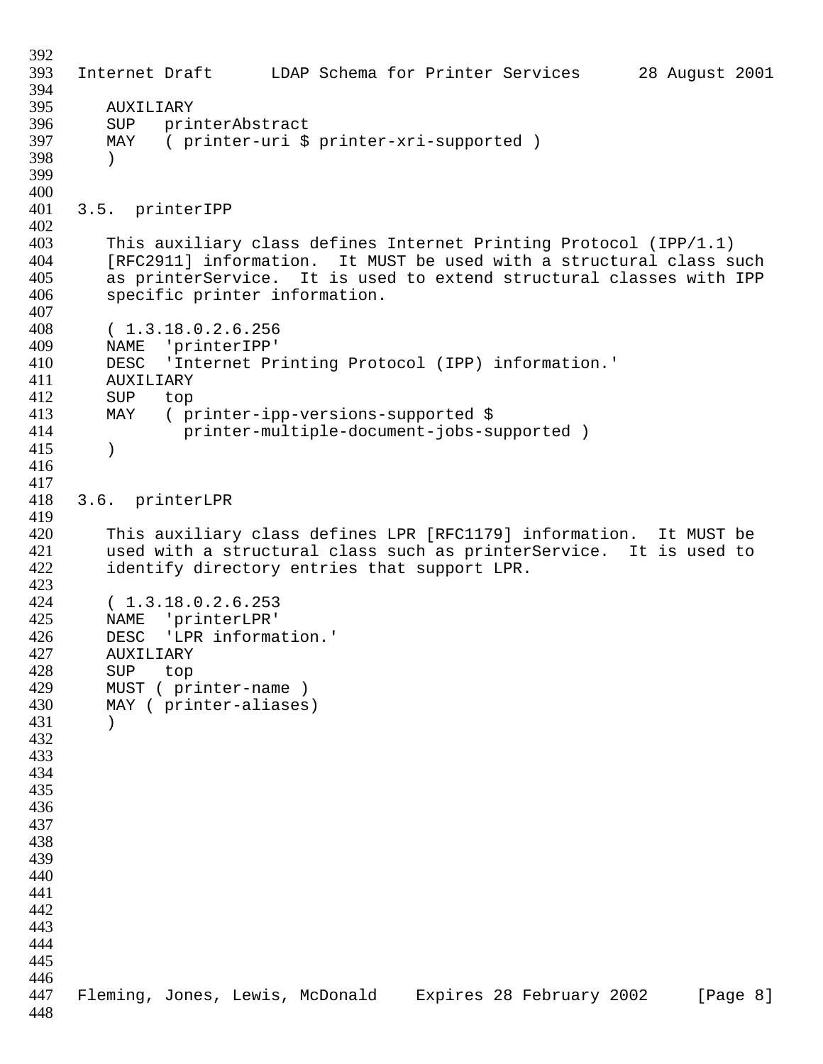```
   AUXILIARY
   SUP   printerAbstract
   MAY   ( printer-uri $ printer-xri-supported )
   )
```

### 3.5. printerIPP

This auxiliary class defines Internet Printing Protocol (IPP/1.1) [RFC2911] information. It MUST be used with a structural class such as printerService. It is used to extend structural classes with IPP specific printer information.

```
   ( 1.3.18.0.2.6.256
   NAME  'printerIPP'
   DESC  'Internet Printing Protocol (IPP) information.'
   AUXILIARY
   SUP   top
   MAY   ( printer-ipp-versions-supported $
           printer-multiple-document-jobs-supported )
   )
```

### 3.6. printerLPR

This auxiliary class defines LPR [RFC1179] information. It MUST be used with a structural class such as printerService. It is used to identify directory entries that support LPR.

```
   ( 1.3.18.0.2.6.253
   NAME  'printerLPR'
   DESC  'LPR information.'
   AUXILIARY
   SUP   top
   MUST ( printer-name )
   MAY ( printer-aliases)
   )
```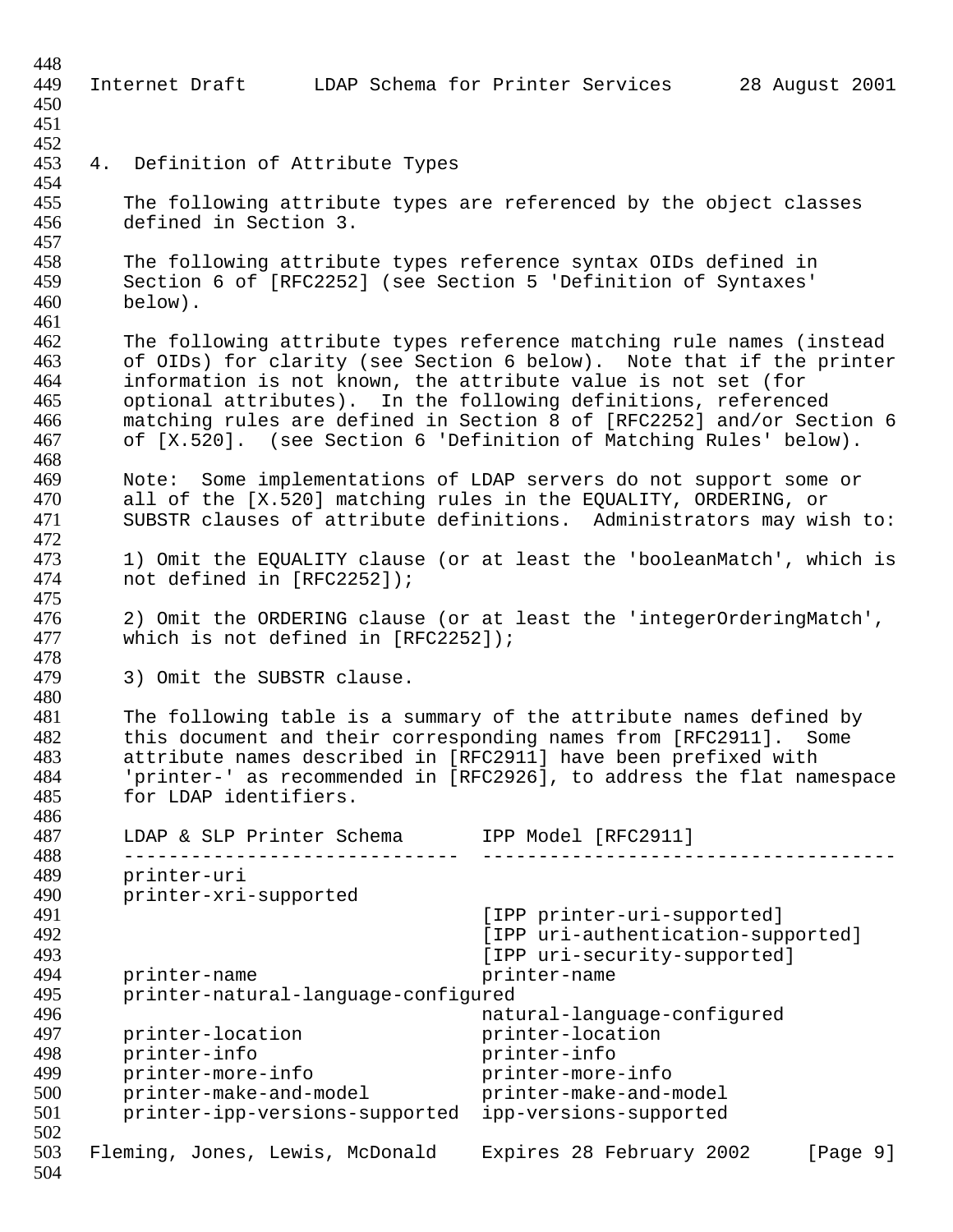# 4. Definition of Attribute Types

The following attribute types are referenced by the object classes defined in Section 3.

The following attribute types reference syntax OIDs defined in Section 6 of [RFC2252] (see Section 5 'Definition of Syntaxes' below).

The following attribute types reference matching rule names (instead of OIDs) for clarity (see Section 6 below). Note that if the printer information is not known, the attribute value is not set (for optional attributes). In the following definitions, referenced matching rules are defined in Section 8 of [RFC2252] and/or Section 6 of [X.520]. (see Section 6 'Definition of Matching Rules' below).

Note: Some implementations of LDAP servers do not support some or all of the [X.520] matching rules in the EQUALITY, ORDERING, or SUBSTR clauses of attribute definitions. Administrators may wish to:

1) Omit the EQUALITY clause (or at least the 'booleanMatch', which is not defined in [RFC2252]);

2) Omit the ORDERING clause (or at least the 'integerOrderingMatch', which is not defined in [RFC2252]);

3) Omit the SUBSTR clause.

The following table is a summary of the attribute names defined by this document and their corresponding names from [RFC2911]. Some attribute names described in [RFC2911] have been prefixed with 'printer-' as recommended in [RFC2926], to address the flat namespace for LDAP identifiers.

| LDAP & SLP Printer Schema | IPP Model [RFC2911] |
|---|---|
| printer-uri | |
| printer-xri-supported | |
| | [IPP printer-uri-supported] |
| | [IPP uri-authentication-supported] |
| | [IPP uri-security-supported] |
| printer-name | printer-name |
| printer-natural-language-configured | |
| | natural-language-configured |
| printer-location | printer-location |
| printer-info | printer-info |
| printer-more-info | printer-more-info |
| printer-make-and-model | printer-make-and-model |
| printer-ipp-versions-supported | ipp-versions-supported |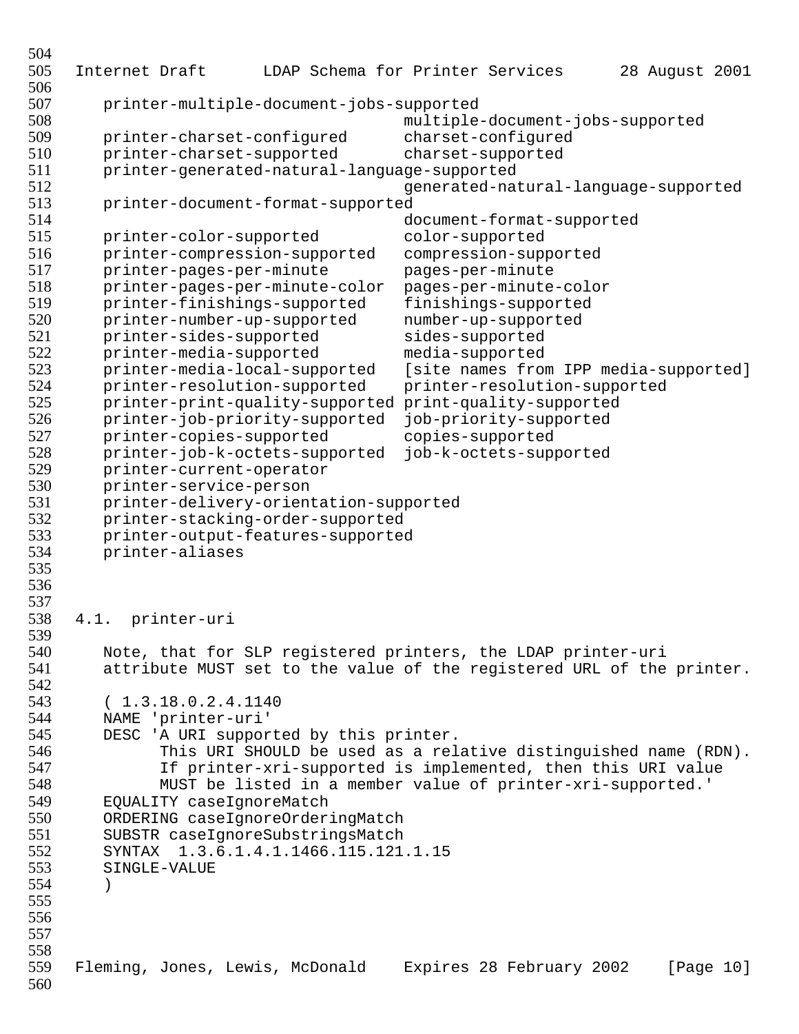```
printer-multiple-document-jobs-supported
                                 multiple-document-jobs-supported
printer-charset-configured       charset-configured
printer-charset-supported        charset-supported
printer-generated-natural-language-supported
                                 generated-natural-language-supported
printer-document-format-supported
                                 document-format-supported
printer-color-supported          color-supported
printer-compression-supported    compression-supported
printer-pages-per-minute         pages-per-minute
printer-pages-per-minute-color   pages-per-minute-color
printer-finishings-supported     finishings-supported
printer-number-up-supported      number-up-supported
printer-sides-supported          sides-supported
printer-media-supported          media-supported
printer-media-local-supported    [site names from IPP media-supported]
printer-resolution-supported     printer-resolution-supported
printer-print-quality-supported  print-quality-supported
printer-job-priority-supported   job-priority-supported
printer-copies-supported         copies-supported
printer-job-k-octets-supported   job-k-octets-supported
printer-current-operator
printer-service-person
printer-delivery-orientation-supported
printer-stacking-order-supported
printer-output-features-supported
printer-aliases
```

## 4.1. printer-uri

Note, that for SLP registered printers, the LDAP printer-uri attribute MUST set to the value of the registered URL of the printer.

```
( 1.3.18.0.2.4.1140
NAME 'printer-uri'
DESC 'A URI supported by this printer.
      This URI SHOULD be used as a relative distinguished name (RDN).
      If printer-xri-supported is implemented, then this URI value
      MUST be listed in a member value of printer-xri-supported.'
EQUALITY caseIgnoreMatch
ORDERING caseIgnoreOrderingMatch
SUBSTR caseIgnoreSubstringsMatch
SYNTAX  1.3.6.1.4.1.1466.115.121.1.15
SINGLE-VALUE
)
```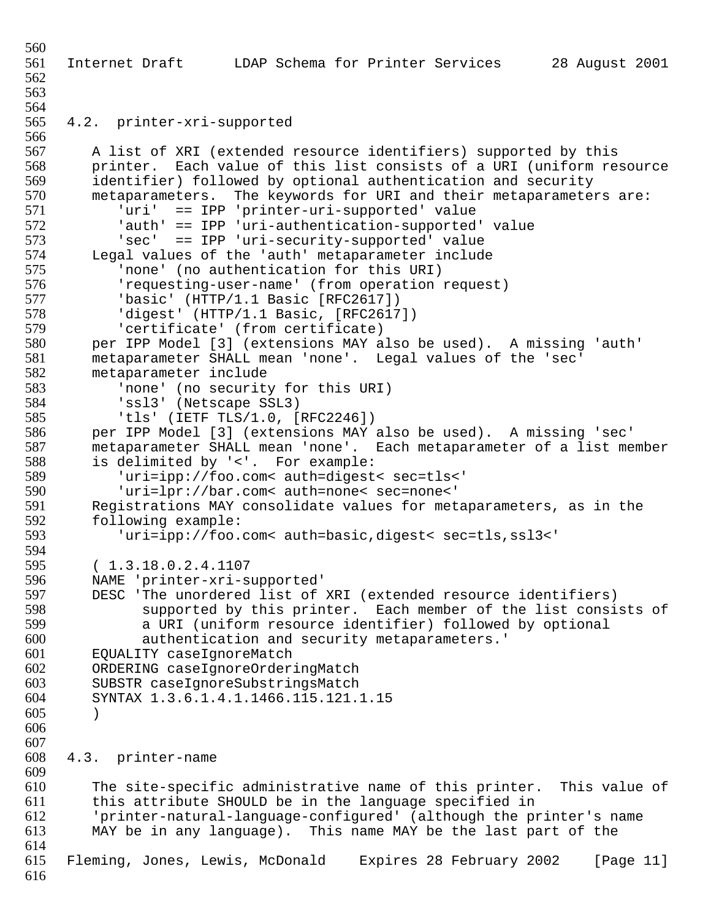## 4.2. printer-xri-supported

A list of XRI (extended resource identifiers) supported by this printer. Each value of this list consists of a URI (uniform resource identifier) followed by optional authentication and security metaparameters. The keywords for URI and their metaparameters are:

```
'uri'  == IPP 'printer-uri-supported' value
'auth' == IPP 'uri-authentication-supported' value
'sec'  == IPP 'uri-security-supported' value
```

Legal values of the 'auth' metaparameter include

```
'none' (no authentication for this URI)
'requesting-user-name' (from operation request)
'basic' (HTTP/1.1 Basic [RFC2617])
'digest' (HTTP/1.1 Basic, [RFC2617])
'certificate' (from certificate)
```

per IPP Model [3] (extensions MAY also be used). A missing 'auth' metaparameter SHALL mean 'none'. Legal values of the 'sec' metaparameter include

```
'none' (no security for this URI)
'ssl3' (Netscape SSL3)
'tls' (IETF TLS/1.0, [RFC2246])
```

per IPP Model [3] (extensions MAY also be used). A missing 'sec' metaparameter SHALL mean 'none'. Each metaparameter of a list member is delimited by '<'. For example:

```
'uri=ipp://foo.com< auth=digest< sec=tls<'
'uri=lpr://bar.com< auth=none< sec=none<'
```

Registrations MAY consolidate values for metaparameters, as in the following example:

```
'uri=ipp://foo.com< auth=basic,digest< sec=tls,ssl3<'
```

```
( 1.3.18.0.2.4.1107
NAME 'printer-xri-supported'
DESC 'The unordered list of XRI (extended resource identifiers)
      supported by this printer.  Each member of the list consists of
      a URI (uniform resource identifier) followed by optional
      authentication and security metaparameters.'
EQUALITY caseIgnoreMatch
ORDERING caseIgnoreOrderingMatch
SUBSTR caseIgnoreSubstringsMatch
SYNTAX 1.3.6.1.4.1.1466.115.121.1.15
)
```

## 4.3. printer-name

The site-specific administrative name of this printer. This value of this attribute SHOULD be in the language specified in 'printer-natural-language-configured' (although the printer's name MAY be in any language). This name MAY be the last part of the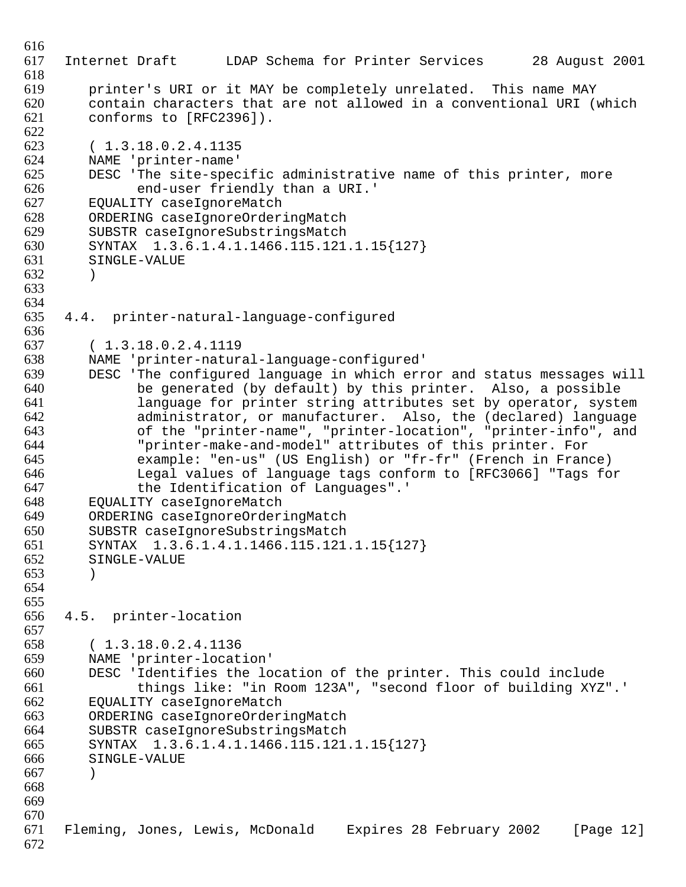printer's URI or it MAY be completely unrelated. This name MAY contain characters that are not allowed in a conventional URI (which conforms to [RFC2396]).

```
( 1.3.18.0.2.4.1135
NAME 'printer-name'
DESC 'The site-specific administrative name of this printer, more
      end-user friendly than a URI.'
EQUALITY caseIgnoreMatch
ORDERING caseIgnoreOrderingMatch
SUBSTR caseIgnoreSubstringsMatch
SYNTAX  1.3.6.1.4.1.1466.115.121.1.15{127}
SINGLE-VALUE
)
```

## 4.4. printer-natural-language-configured

```
( 1.3.18.0.2.4.1119
NAME 'printer-natural-language-configured'
DESC 'The configured language in which error and status messages will
      be generated (by default) by this printer.  Also, a possible
      language for printer string attributes set by operator, system
      administrator, or manufacturer.  Also, the (declared) language
      of the "printer-name", "printer-location", "printer-info", and
      "printer-make-and-model" attributes of this printer. For
      example: "en-us" (US English) or "fr-fr" (French in France)
      Legal values of language tags conform to [RFC3066] "Tags for
      the Identification of Languages".'
EQUALITY caseIgnoreMatch
ORDERING caseIgnoreOrderingMatch
SUBSTR caseIgnoreSubstringsMatch
SYNTAX  1.3.6.1.4.1.1466.115.121.1.15{127}
SINGLE-VALUE
)
```

## 4.5. printer-location

```
( 1.3.18.0.2.4.1136
NAME 'printer-location'
DESC 'Identifies the location of the printer. This could include
      things like: "in Room 123A", "second floor of building XYZ".'
EQUALITY caseIgnoreMatch
ORDERING caseIgnoreOrderingMatch
SUBSTR caseIgnoreSubstringsMatch
SYNTAX  1.3.6.1.4.1.1466.115.121.1.15{127}
SINGLE-VALUE
)
```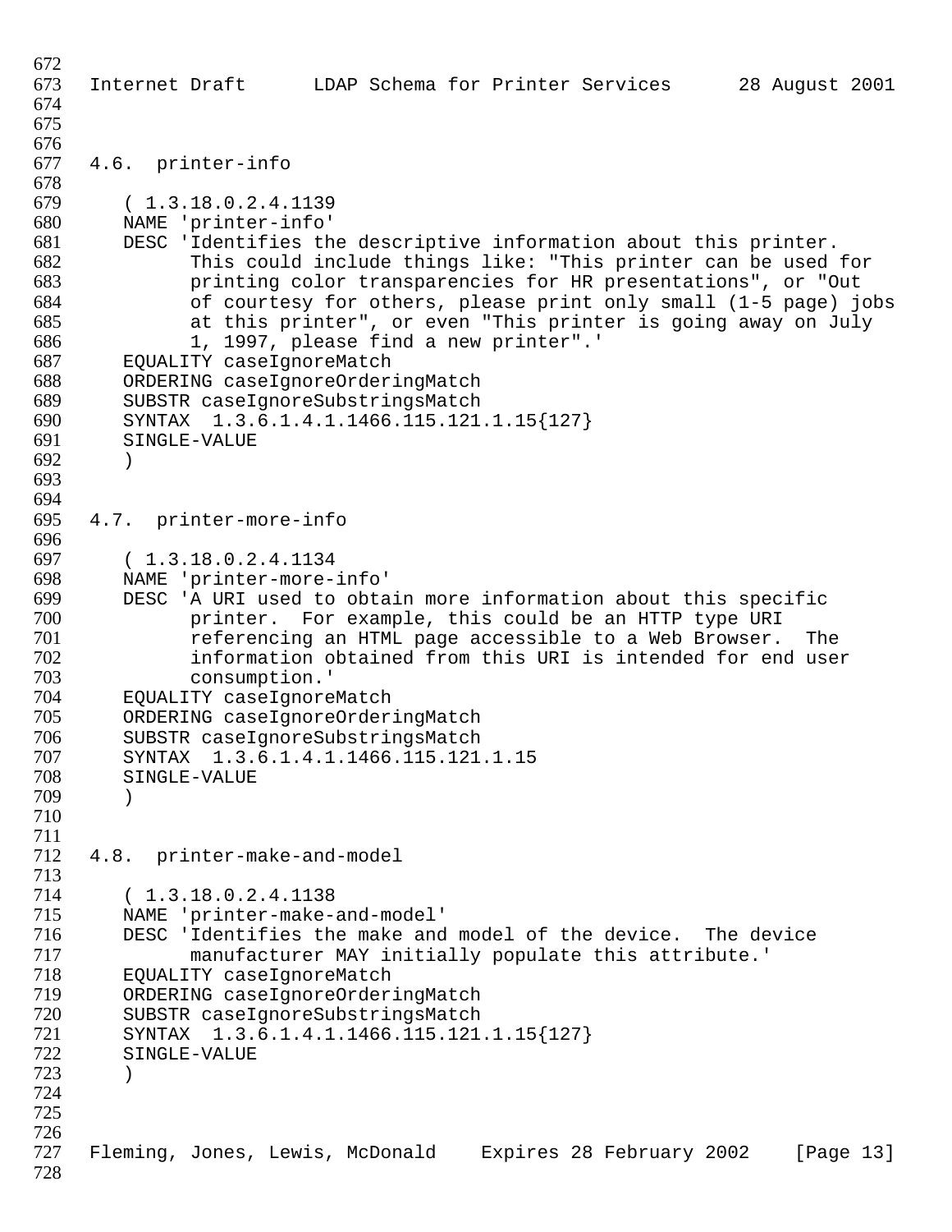## 4.6. printer-info

```
( 1.3.18.0.2.4.1139
NAME 'printer-info'
DESC 'Identifies the descriptive information about this printer.
      This could include things like: "This printer can be used for
      printing color transparencies for HR presentations", or "Out
      of courtesy for others, please print only small (1-5 page) jobs
      at this printer", or even "This printer is going away on July
      1, 1997, please find a new printer".'
EQUALITY caseIgnoreMatch
ORDERING caseIgnoreOrderingMatch
SUBSTR caseIgnoreSubstringsMatch
SYNTAX  1.3.6.1.4.1.1466.115.121.1.15{127}
SINGLE-VALUE
)
```

## 4.7. printer-more-info

```
( 1.3.18.0.2.4.1134
NAME 'printer-more-info'
DESC 'A URI used to obtain more information about this specific
      printer.  For example, this could be an HTTP type URI
      referencing an HTML page accessible to a Web Browser.  The
      information obtained from this URI is intended for end user
      consumption.'
EQUALITY caseIgnoreMatch
ORDERING caseIgnoreOrderingMatch
SUBSTR caseIgnoreSubstringsMatch
SYNTAX  1.3.6.1.4.1.1466.115.121.1.15
SINGLE-VALUE
)
```

## 4.8. printer-make-and-model

```
( 1.3.18.0.2.4.1138
NAME 'printer-make-and-model'
DESC 'Identifies the make and model of the device.  The device
      manufacturer MAY initially populate this attribute.'
EQUALITY caseIgnoreMatch
ORDERING caseIgnoreOrderingMatch
SUBSTR caseIgnoreSubstringsMatch
SYNTAX  1.3.6.1.4.1.1466.115.121.1.15{127}
SINGLE-VALUE
)
```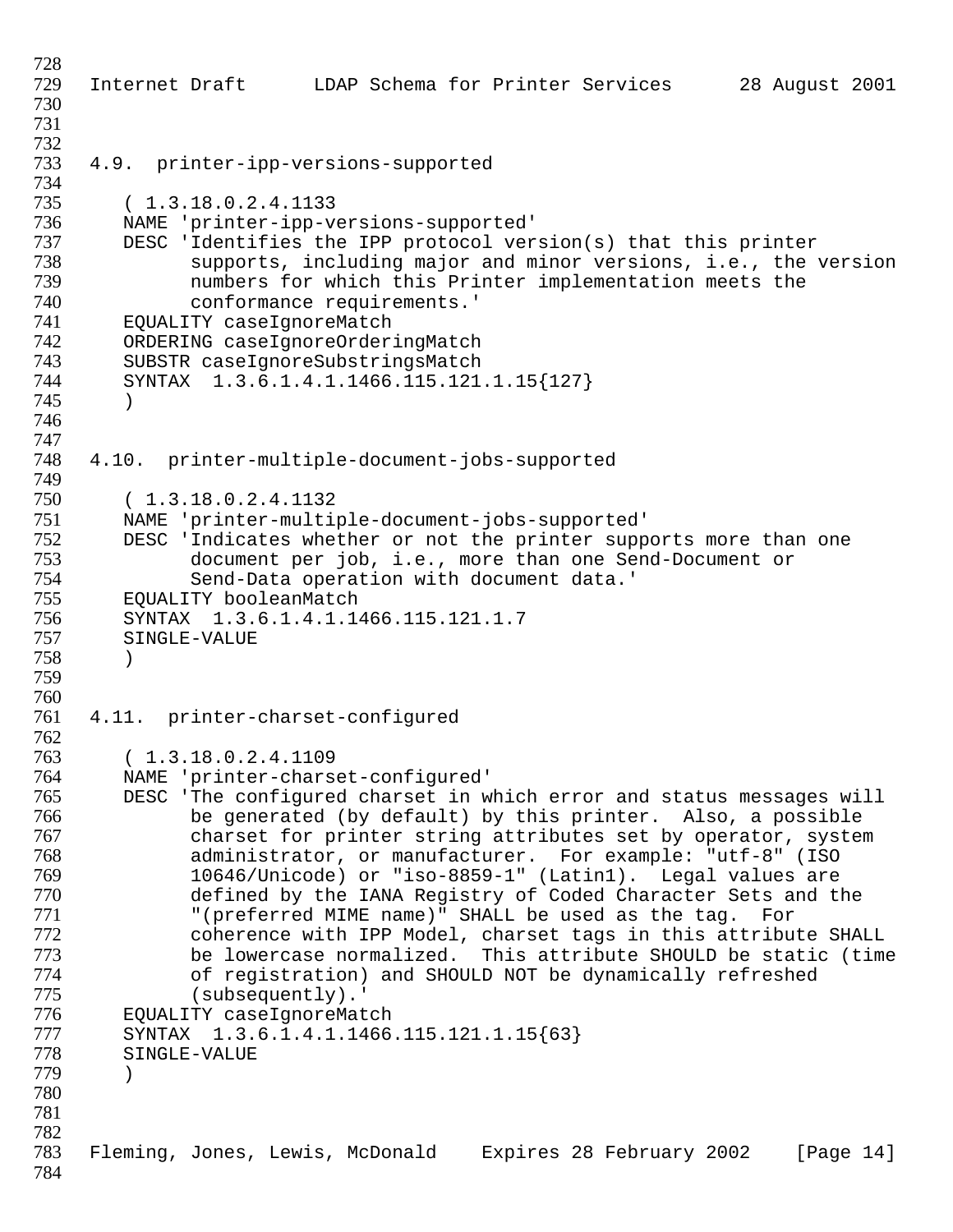### 4.9. printer-ipp-versions-supported

```
( 1.3.18.0.2.4.1133
NAME 'printer-ipp-versions-supported'
DESC 'Identifies the IPP protocol version(s) that this printer
      supports, including major and minor versions, i.e., the version
      numbers for which this Printer implementation meets the
      conformance requirements.'
EQUALITY caseIgnoreMatch
ORDERING caseIgnoreOrderingMatch
SUBSTR caseIgnoreSubstringsMatch
SYNTAX  1.3.6.1.4.1.1466.115.121.1.15{127}
)
```

### 4.10. printer-multiple-document-jobs-supported

```
( 1.3.18.0.2.4.1132
NAME 'printer-multiple-document-jobs-supported'
DESC 'Indicates whether or not the printer supports more than one
      document per job, i.e., more than one Send-Document or
      Send-Data operation with document data.'
EQUALITY booleanMatch
SYNTAX  1.3.6.1.4.1.1466.115.121.1.7
SINGLE-VALUE
)
```

### 4.11. printer-charset-configured

```
( 1.3.18.0.2.4.1109
NAME 'printer-charset-configured'
DESC 'The configured charset in which error and status messages will
      be generated (by default) by this printer.  Also, a possible
      charset for printer string attributes set by operator, system
      administrator, or manufacturer.  For example: "utf-8" (ISO
      10646/Unicode) or "iso-8859-1" (Latin1).  Legal values are
      defined by the IANA Registry of Coded Character Sets and the
      "(preferred MIME name)" SHALL be used as the tag.  For
      coherence with IPP Model, charset tags in this attribute SHALL
      be lowercase normalized.  This attribute SHOULD be static (time
      of registration) and SHOULD NOT be dynamically refreshed
      (subsequently).'
EQUALITY caseIgnoreMatch
SYNTAX  1.3.6.1.4.1.1466.115.121.1.15{63}
SINGLE-VALUE
)
```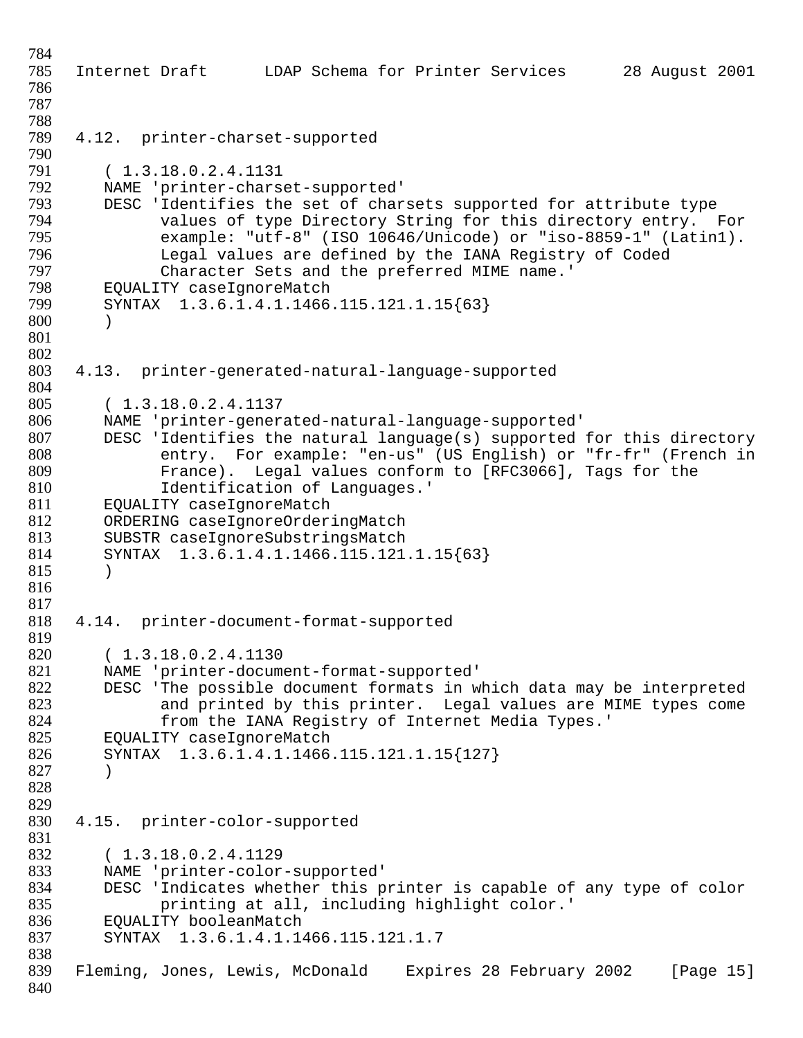### 4.12. printer-charset-supported

```
( 1.3.18.0.2.4.1131
NAME 'printer-charset-supported'
DESC 'Identifies the set of charsets supported for attribute type
      values of type Directory String for this directory entry.  For
      example: "utf-8" (ISO 10646/Unicode) or "iso-8859-1" (Latin1).
      Legal values are defined by the IANA Registry of Coded
      Character Sets and the preferred MIME name.'
EQUALITY caseIgnoreMatch
SYNTAX  1.3.6.1.4.1.1466.115.121.1.15{63}
)
```

### 4.13. printer-generated-natural-language-supported

```
( 1.3.18.0.2.4.1137
NAME 'printer-generated-natural-language-supported'
DESC 'Identifies the natural language(s) supported for this directory
      entry.  For example: "en-us" (US English) or "fr-fr" (French in
      France).  Legal values conform to [RFC3066], Tags for the
      Identification of Languages.'
EQUALITY caseIgnoreMatch
ORDERING caseIgnoreOrderingMatch
SUBSTR caseIgnoreSubstringsMatch
SYNTAX  1.3.6.1.4.1.1466.115.121.1.15{63}
)
```

### 4.14. printer-document-format-supported

```
( 1.3.18.0.2.4.1130
NAME 'printer-document-format-supported'
DESC 'The possible document formats in which data may be interpreted
      and printed by this printer.  Legal values are MIME types come
      from the IANA Registry of Internet Media Types.'
EQUALITY caseIgnoreMatch
SYNTAX  1.3.6.1.4.1.1466.115.121.1.15{127}
)
```

### 4.15. printer-color-supported

```
( 1.3.18.0.2.4.1129
NAME 'printer-color-supported'
DESC 'Indicates whether this printer is capable of any type of color
      printing at all, including highlight color.'
EQUALITY booleanMatch
SYNTAX  1.3.6.1.4.1.1466.115.121.1.7
```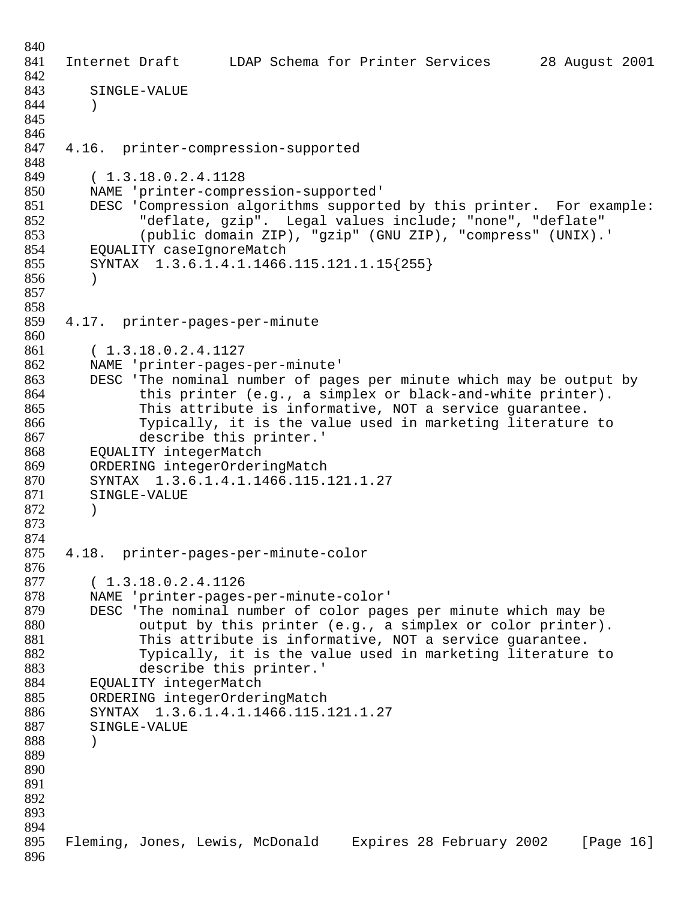```
   SINGLE-VALUE
   )
```

## 4.16. printer-compression-supported

```
   ( 1.3.18.0.2.4.1128
   NAME 'printer-compression-supported'
   DESC 'Compression algorithms supported by this printer.  For example:
         "deflate, gzip".  Legal values include; "none", "deflate"
         (public domain ZIP), "gzip" (GNU ZIP), "compress" (UNIX).'
   EQUALITY caseIgnoreMatch
   SYNTAX  1.3.6.1.4.1.1466.115.121.1.15{255}
   )
```

## 4.17. printer-pages-per-minute

```
   ( 1.3.18.0.2.4.1127
   NAME 'printer-pages-per-minute'
   DESC 'The nominal number of pages per minute which may be output by
         this printer (e.g., a simplex or black-and-white printer).
         This attribute is informative, NOT a service guarantee.
         Typically, it is the value used in marketing literature to
         describe this printer.'
   EQUALITY integerMatch
   ORDERING integerOrderingMatch
   SYNTAX  1.3.6.1.4.1.1466.115.121.1.27
   SINGLE-VALUE
   )
```

## 4.18. printer-pages-per-minute-color

```
   ( 1.3.18.0.2.4.1126
   NAME 'printer-pages-per-minute-color'
   DESC 'The nominal number of color pages per minute which may be
         output by this printer (e.g., a simplex or color printer).
         This attribute is informative, NOT a service guarantee.
         Typically, it is the value used in marketing literature to
         describe this printer.'
   EQUALITY integerMatch
   ORDERING integerOrderingMatch
   SYNTAX  1.3.6.1.4.1.1466.115.121.1.27
   SINGLE-VALUE
   )
```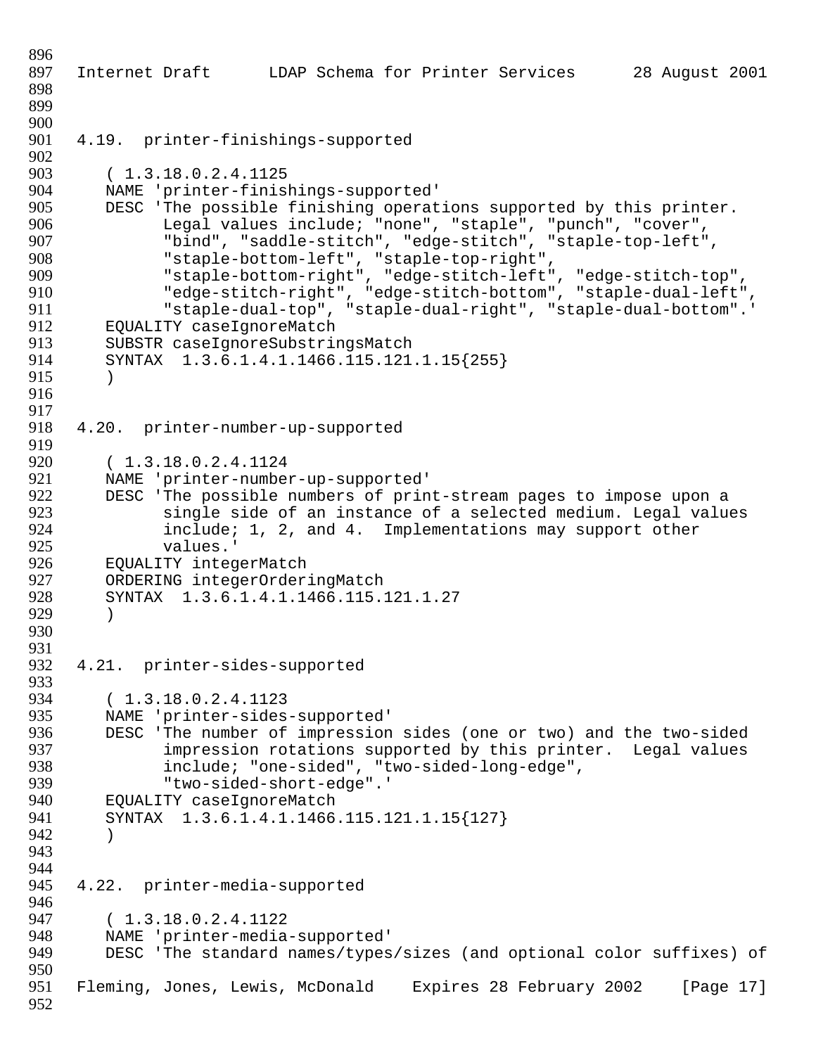### 4.19. printer-finishings-supported

```
( 1.3.18.0.2.4.1125
NAME 'printer-finishings-supported'
DESC 'The possible finishing operations supported by this printer.
      Legal values include; "none", "staple", "punch", "cover",
      "bind", "saddle-stitch", "edge-stitch", "staple-top-left",
      "staple-bottom-left", "staple-top-right",
      "staple-bottom-right", "edge-stitch-left", "edge-stitch-top",
      "edge-stitch-right", "edge-stitch-bottom", "staple-dual-left",
      "staple-dual-top", "staple-dual-right", "staple-dual-bottom".'
EQUALITY caseIgnoreMatch
SUBSTR caseIgnoreSubstringsMatch
SYNTAX  1.3.6.1.4.1.1466.115.121.1.15{255}
)
```

### 4.20. printer-number-up-supported

```
( 1.3.18.0.2.4.1124
NAME 'printer-number-up-supported'
DESC 'The possible numbers of print-stream pages to impose upon a
      single side of an instance of a selected medium. Legal values
      include; 1, 2, and 4.  Implementations may support other
      values.'
EQUALITY integerMatch
ORDERING integerOrderingMatch
SYNTAX  1.3.6.1.4.1.1466.115.121.1.27
)
```

### 4.21. printer-sides-supported

```
( 1.3.18.0.2.4.1123
NAME 'printer-sides-supported'
DESC 'The number of impression sides (one or two) and the two-sided
      impression rotations supported by this printer.  Legal values
      include; "one-sided", "two-sided-long-edge",
      "two-sided-short-edge".'
EQUALITY caseIgnoreMatch
SYNTAX  1.3.6.1.4.1.1466.115.121.1.15{127}
)
```

### 4.22. printer-media-supported

```
( 1.3.18.0.2.4.1122
NAME 'printer-media-supported'
DESC 'The standard names/types/sizes (and optional color suffixes) of
```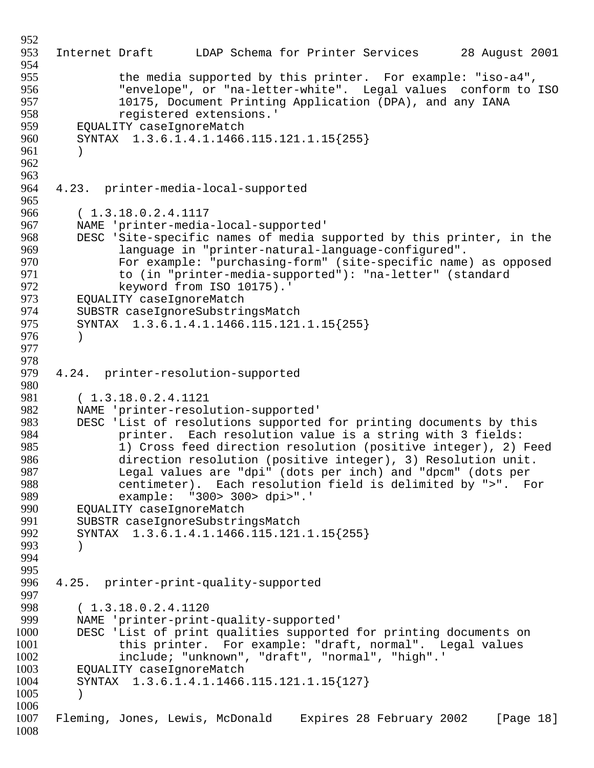```
        the media supported by this printer.  For example: "iso-a4",
        "envelope", or "na-letter-white".  Legal values  conform to ISO
        10175, Document Printing Application (DPA), and any IANA
        registered extensions.'
   EQUALITY caseIgnoreMatch
   SYNTAX  1.3.6.1.4.1.1466.115.121.1.15{255}
   )
```

## 4.23. printer-media-local-supported

```
   ( 1.3.18.0.2.4.1117
   NAME 'printer-media-local-supported'
   DESC 'Site-specific names of media supported by this printer, in the
        language in "printer-natural-language-configured".
        For example: "purchasing-form" (site-specific name) as opposed
        to (in "printer-media-supported"): "na-letter" (standard
        keyword from ISO 10175).'
   EQUALITY caseIgnoreMatch
   SUBSTR caseIgnoreSubstringsMatch
   SYNTAX  1.3.6.1.4.1.1466.115.121.1.15{255}
   )
```

## 4.24. printer-resolution-supported

```
   ( 1.3.18.0.2.4.1121
   NAME 'printer-resolution-supported'
   DESC 'List of resolutions supported for printing documents by this
        printer.  Each resolution value is a string with 3 fields:
        1) Cross feed direction resolution (positive integer), 2) Feed
        direction resolution (positive integer), 3) Resolution unit.
        Legal values are "dpi" (dots per inch) and "dpcm" (dots per
        centimeter).  Each resolution field is delimited by ">".  For
        example:  "300> 300> dpi>".'
   EQUALITY caseIgnoreMatch
   SUBSTR caseIgnoreSubstringsMatch
   SYNTAX  1.3.6.1.4.1.1466.115.121.1.15{255}
   )
```

## 4.25. printer-print-quality-supported

```
   ( 1.3.18.0.2.4.1120
   NAME 'printer-print-quality-supported'
   DESC 'List of print qualities supported for printing documents on
        this printer.  For example: "draft, normal".  Legal values
        include; "unknown", "draft", "normal", "high".'
   EQUALITY caseIgnoreMatch
   SYNTAX  1.3.6.1.4.1.1466.115.121.1.15{127}
   )
```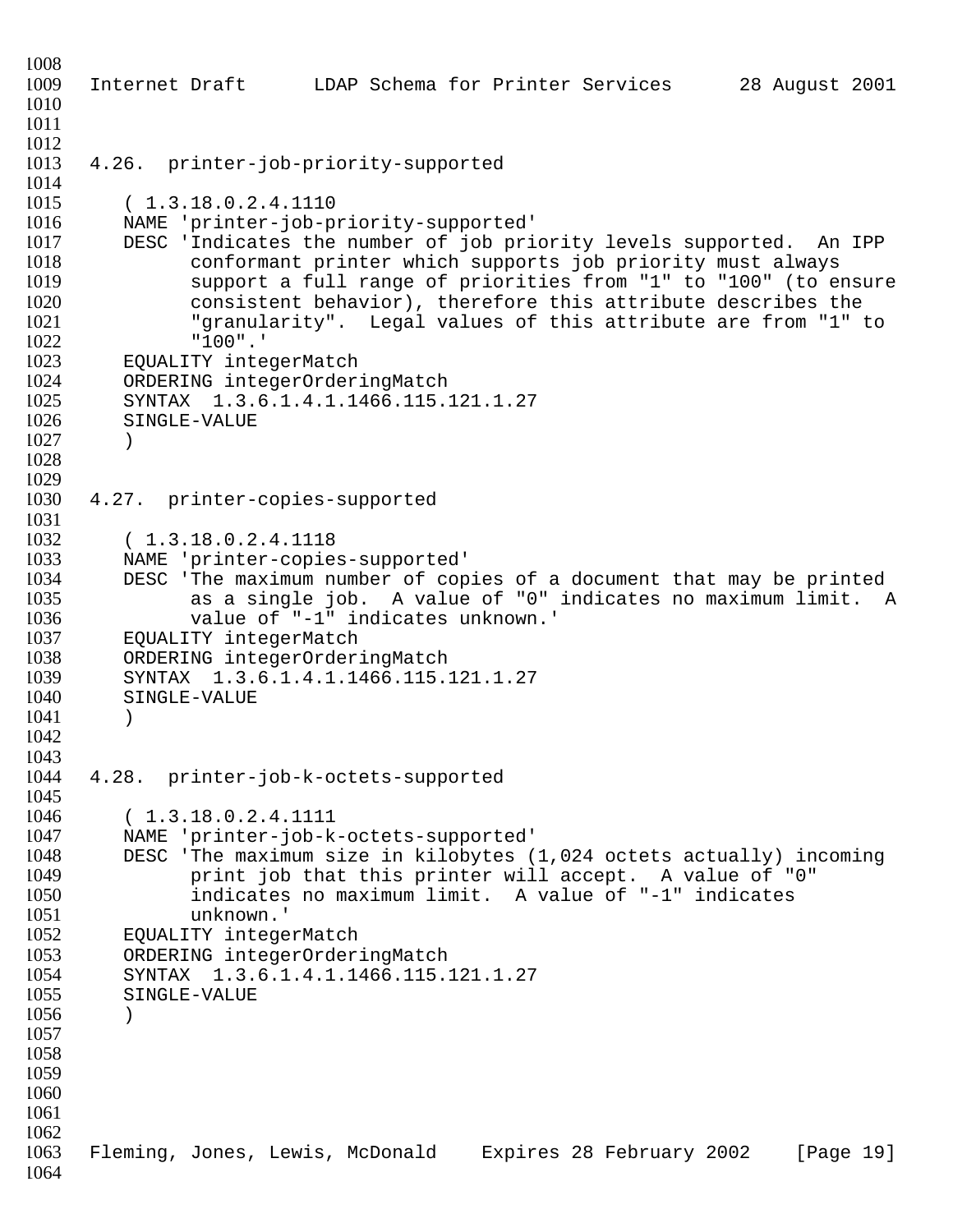### 4.26. printer-job-priority-supported

```
( 1.3.18.0.2.4.1110
NAME 'printer-job-priority-supported'
DESC 'Indicates the number of job priority levels supported.  An IPP
      conformant printer which supports job priority must always
      support a full range of priorities from "1" to "100" (to ensure
      consistent behavior), therefore this attribute describes the
      "granularity".  Legal values of this attribute are from "1" to
      "100".'
EQUALITY integerMatch
ORDERING integerOrderingMatch
SYNTAX  1.3.6.1.4.1.1466.115.121.1.27
SINGLE-VALUE
)
```

### 4.27. printer-copies-supported

```
( 1.3.18.0.2.4.1118
NAME 'printer-copies-supported'
DESC 'The maximum number of copies of a document that may be printed
      as a single job.  A value of "0" indicates no maximum limit.  A
      value of "-1" indicates unknown.'
EQUALITY integerMatch
ORDERING integerOrderingMatch
SYNTAX  1.3.6.1.4.1.1466.115.121.1.27
SINGLE-VALUE
)
```

### 4.28. printer-job-k-octets-supported

```
( 1.3.18.0.2.4.1111
NAME 'printer-job-k-octets-supported'
DESC 'The maximum size in kilobytes (1,024 octets actually) incoming
      print job that this printer will accept.  A value of "0"
      indicates no maximum limit.  A value of "-1" indicates
      unknown.'
EQUALITY integerMatch
ORDERING integerOrderingMatch
SYNTAX  1.3.6.1.4.1.1466.115.121.1.27
SINGLE-VALUE
)
```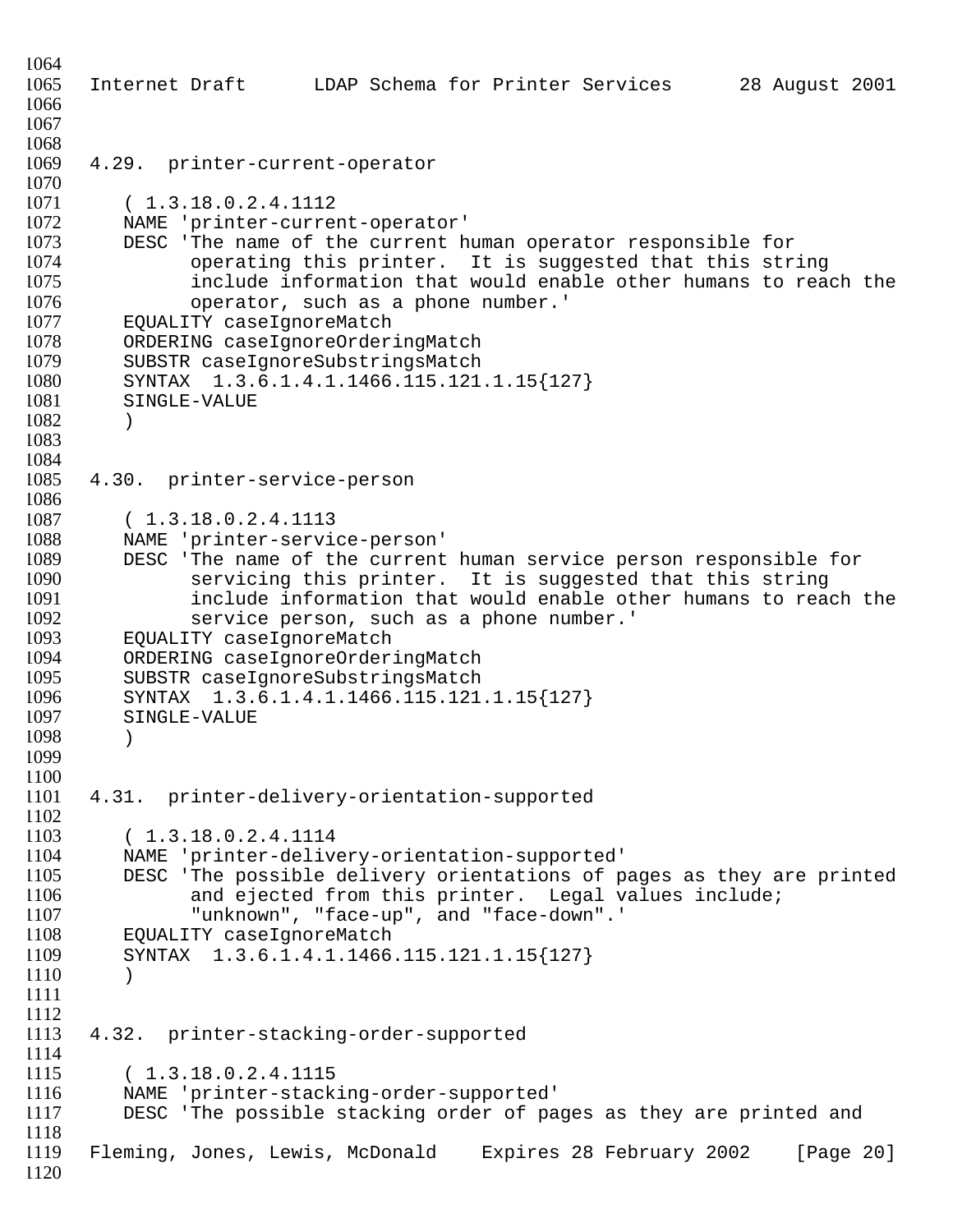### 4.29. printer-current-operator

```
( 1.3.18.0.2.4.1112
NAME 'printer-current-operator'
DESC 'The name of the current human operator responsible for
      operating this printer.  It is suggested that this string
      include information that would enable other humans to reach the
      operator, such as a phone number.'
EQUALITY caseIgnoreMatch
ORDERING caseIgnoreOrderingMatch
SUBSTR caseIgnoreSubstringsMatch
SYNTAX  1.3.6.1.4.1.1466.115.121.1.15{127}
SINGLE-VALUE
)
```

### 4.30. printer-service-person

```
( 1.3.18.0.2.4.1113
NAME 'printer-service-person'
DESC 'The name of the current human service person responsible for
      servicing this printer.  It is suggested that this string
      include information that would enable other humans to reach the
      service person, such as a phone number.'
EQUALITY caseIgnoreMatch
ORDERING caseIgnoreOrderingMatch
SUBSTR caseIgnoreSubstringsMatch
SYNTAX  1.3.6.1.4.1.1466.115.121.1.15{127}
SINGLE-VALUE
)
```

### 4.31. printer-delivery-orientation-supported

```
( 1.3.18.0.2.4.1114
NAME 'printer-delivery-orientation-supported'
DESC 'The possible delivery orientations of pages as they are printed
      and ejected from this printer.  Legal values include;
      "unknown", "face-up", and "face-down".'
EQUALITY caseIgnoreMatch
SYNTAX  1.3.6.1.4.1.1466.115.121.1.15{127}
)
```

### 4.32. printer-stacking-order-supported

```
( 1.3.18.0.2.4.1115
NAME 'printer-stacking-order-supported'
DESC 'The possible stacking order of pages as they are printed and
```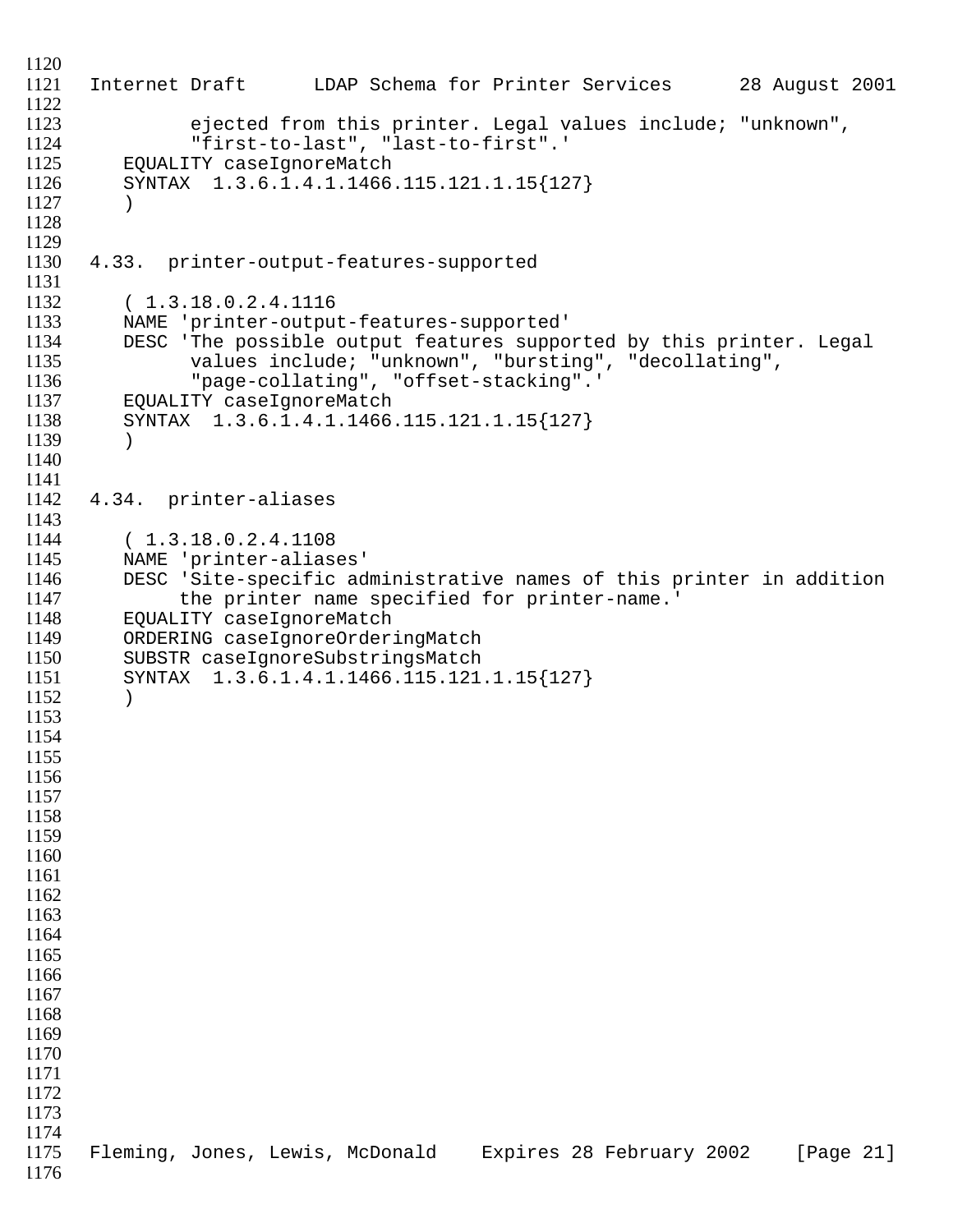```
        ejected from this printer. Legal values include; "unknown",
        "first-to-last", "last-to-first".'
   EQUALITY caseIgnoreMatch
   SYNTAX  1.3.6.1.4.1.1466.115.121.1.15{127}
   )
```

### 4.33. printer-output-features-supported

```
   ( 1.3.18.0.2.4.1116
   NAME 'printer-output-features-supported'
   DESC 'The possible output features supported by this printer. Legal
         values include; "unknown", "bursting", "decollating",
         "page-collating", "offset-stacking".'
   EQUALITY caseIgnoreMatch
   SYNTAX  1.3.6.1.4.1.1466.115.121.1.15{127}
   )
```

### 4.34. printer-aliases

```
   ( 1.3.18.0.2.4.1108
   NAME 'printer-aliases'
   DESC 'Site-specific administrative names of this printer in addition
        the printer name specified for printer-name.'
   EQUALITY caseIgnoreMatch
   ORDERING caseIgnoreOrderingMatch
   SUBSTR caseIgnoreSubstringsMatch
   SYNTAX  1.3.6.1.4.1.1466.115.121.1.15{127}
   )
```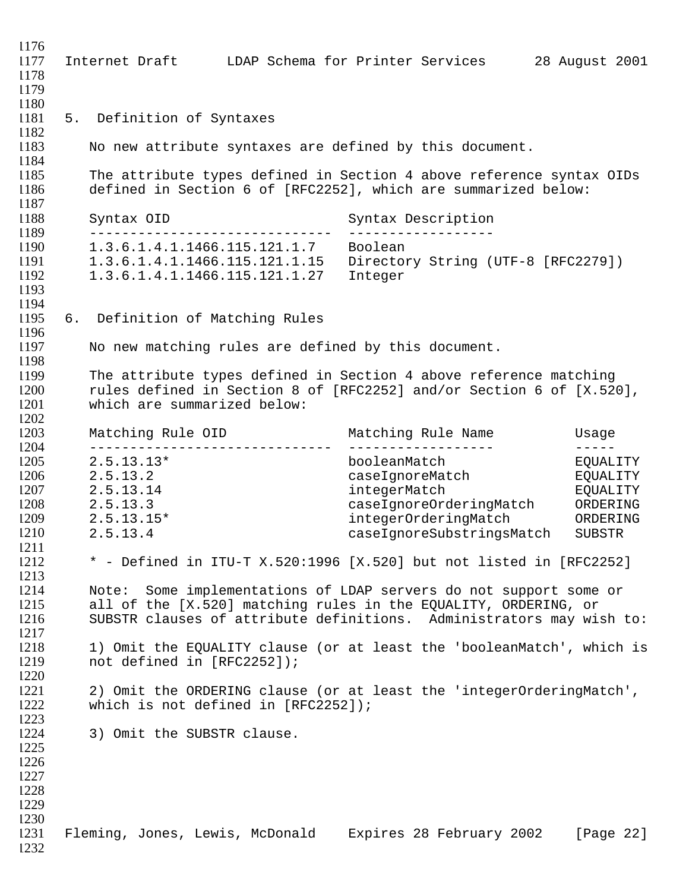## 5. Definition of Syntaxes

No new attribute syntaxes are defined by this document.

The attribute types defined in Section 4 above reference syntax OIDs defined in Section 6 of [RFC2252], which are summarized below:

| Syntax OID | Syntax Description |
|---|---|
| 1.3.6.1.4.1.1466.115.121.1.7 | Boolean |
| 1.3.6.1.4.1.1466.115.121.1.15 | Directory String (UTF-8 [RFC2279]) |
| 1.3.6.1.4.1.1466.115.121.1.27 | Integer |

## 6. Definition of Matching Rules

No new matching rules are defined by this document.

The attribute types defined in Section 4 above reference matching rules defined in Section 8 of [RFC2252] and/or Section 6 of [X.520], which are summarized below:

| Matching Rule OID | Matching Rule Name | Usage |
|---|---|---|
| 2.5.13.13* | booleanMatch | EQUALITY |
| 2.5.13.2 | caseIgnoreMatch | EQUALITY |
| 2.5.13.14 | integerMatch | EQUALITY |
| 2.5.13.3 | caseIgnoreOrderingMatch | ORDERING |
| 2.5.13.15* | integerOrderingMatch | ORDERING |
| 2.5.13.4 | caseIgnoreSubstringsMatch | SUBSTR |

* - Defined in ITU-T X.520:1996 [X.520] but not listed in [RFC2252]

Note: Some implementations of LDAP servers do not support some or all of the [X.520] matching rules in the EQUALITY, ORDERING, or SUBSTR clauses of attribute definitions. Administrators may wish to:

1) Omit the EQUALITY clause (or at least the 'booleanMatch', which is not defined in [RFC2252]);

2) Omit the ORDERING clause (or at least the 'integerOrderingMatch', which is not defined in [RFC2252]);

3) Omit the SUBSTR clause.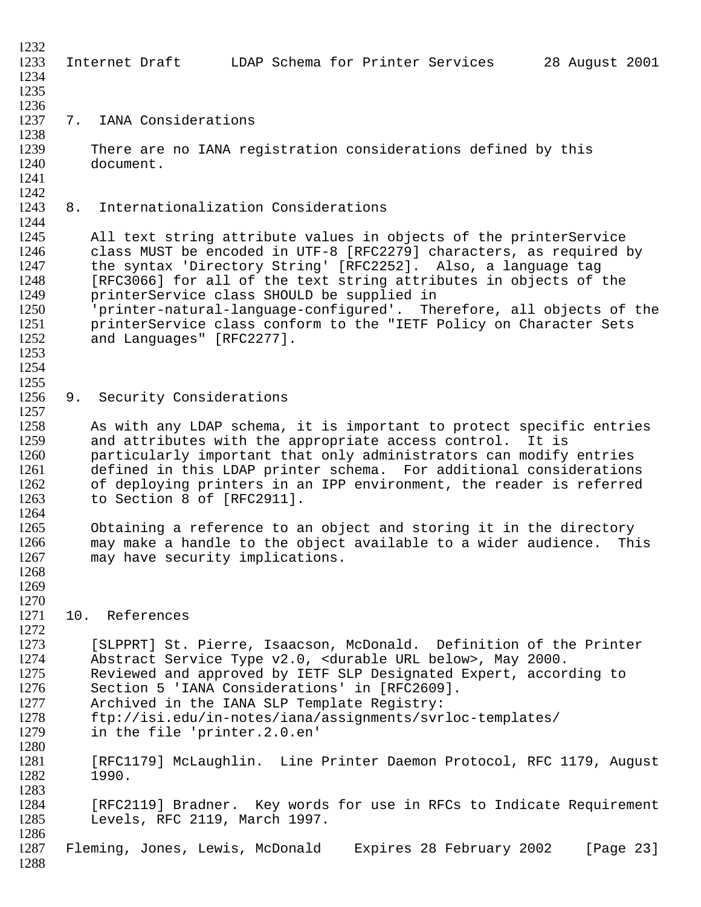## 7. IANA Considerations

There are no IANA registration considerations defined by this document.

## 8. Internationalization Considerations

All text string attribute values in objects of the printerService class MUST be encoded in UTF-8 [RFC2279] characters, as required by the syntax 'Directory String' [RFC2252]. Also, a language tag [RFC3066] for all of the text string attributes in objects of the printerService class SHOULD be supplied in 'printer-natural-language-configured'. Therefore, all objects of the printerService class conform to the "IETF Policy on Character Sets and Languages" [RFC2277].

## 9. Security Considerations

As with any LDAP schema, it is important to protect specific entries and attributes with the appropriate access control. It is particularly important that only administrators can modify entries defined in this LDAP printer schema. For additional considerations of deploying printers in an IPP environment, the reader is referred to Section 8 of [RFC2911].

Obtaining a reference to an object and storing it in the directory may make a handle to the object available to a wider audience. This may have security implications.

## 10. References

[SLPPRT] St. Pierre, Isaacson, McDonald. Definition of the Printer Abstract Service Type v2.0, <durable URL below>, May 2000. Reviewed and approved by IETF SLP Designated Expert, according to Section 5 'IANA Considerations' in [RFC2609]. Archived in the IANA SLP Template Registry: ftp://isi.edu/in-notes/iana/assignments/svrloc-templates/ in the file 'printer.2.0.en'

[RFC1179] McLaughlin. Line Printer Daemon Protocol, RFC 1179, August 1990.

[RFC2119] Bradner. Key words for use in RFCs to Indicate Requirement Levels, RFC 2119, March 1997.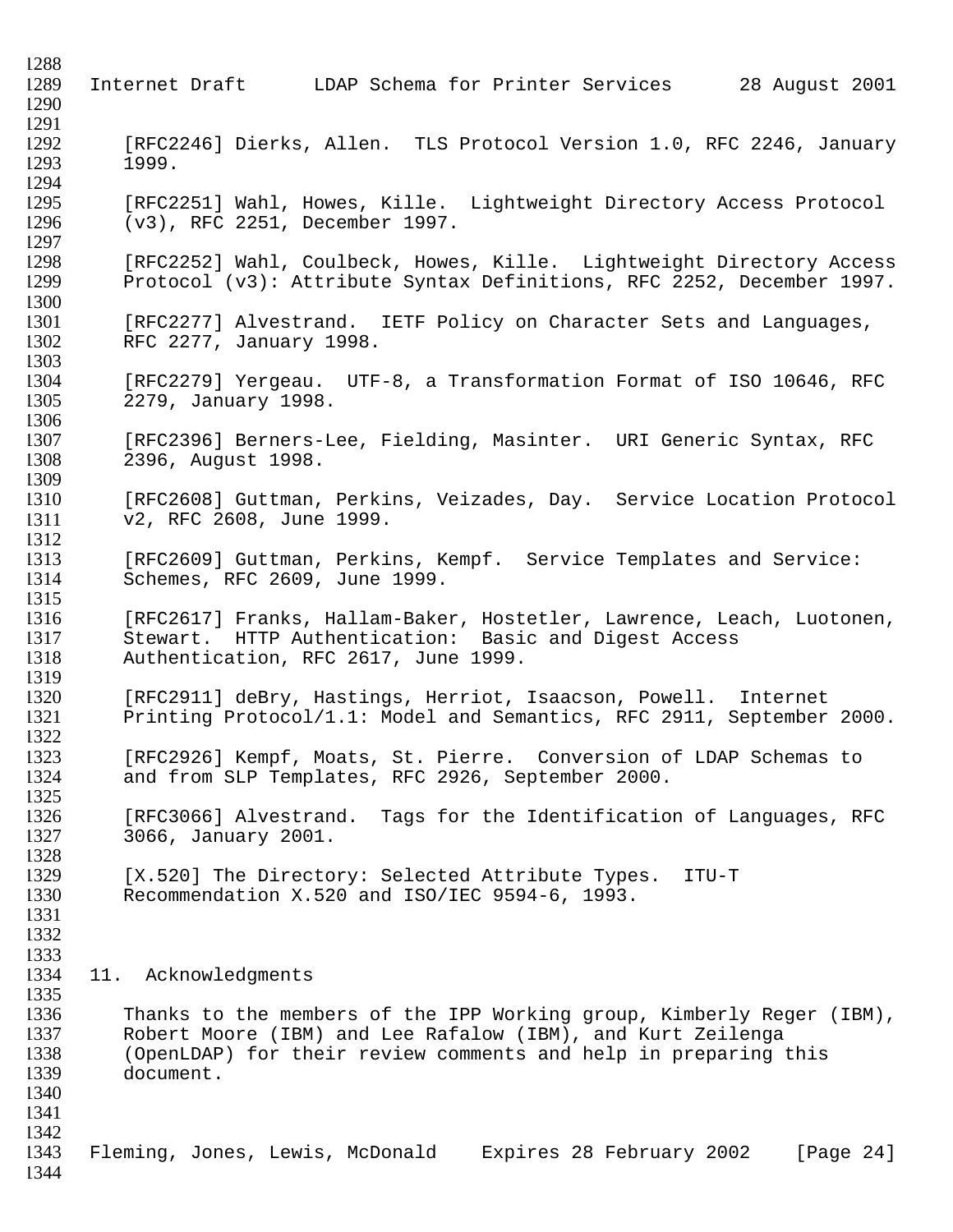[RFC2246] Dierks, Allen. TLS Protocol Version 1.0, RFC 2246, January 1999.

[RFC2251] Wahl, Howes, Kille. Lightweight Directory Access Protocol (v3), RFC 2251, December 1997.

[RFC2252] Wahl, Coulbeck, Howes, Kille. Lightweight Directory Access Protocol (v3): Attribute Syntax Definitions, RFC 2252, December 1997.

[RFC2277] Alvestrand. IETF Policy on Character Sets and Languages, RFC 2277, January 1998.

[RFC2279] Yergeau. UTF-8, a Transformation Format of ISO 10646, RFC 2279, January 1998.

[RFC2396] Berners-Lee, Fielding, Masinter. URI Generic Syntax, RFC 2396, August 1998.

[RFC2608] Guttman, Perkins, Veizades, Day. Service Location Protocol v2, RFC 2608, June 1999.

[RFC2609] Guttman, Perkins, Kempf. Service Templates and Service: Schemes, RFC 2609, June 1999.

[RFC2617] Franks, Hallam-Baker, Hostetler, Lawrence, Leach, Luotonen, Stewart. HTTP Authentication: Basic and Digest Access Authentication, RFC 2617, June 1999.

[RFC2911] deBry, Hastings, Herriot, Isaacson, Powell. Internet Printing Protocol/1.1: Model and Semantics, RFC 2911, September 2000.

[RFC2926] Kempf, Moats, St. Pierre. Conversion of LDAP Schemas to and from SLP Templates, RFC 2926, September 2000.

[RFC3066] Alvestrand. Tags for the Identification of Languages, RFC 3066, January 2001.

[X.520] The Directory: Selected Attribute Types. ITU-T Recommendation X.520 and ISO/IEC 9594-6, 1993.

## 11. Acknowledgments

Thanks to the members of the IPP Working group, Kimberly Reger (IBM), Robert Moore (IBM) and Lee Rafalow (IBM), and Kurt Zeilenga (OpenLDAP) for their review comments and help in preparing this document.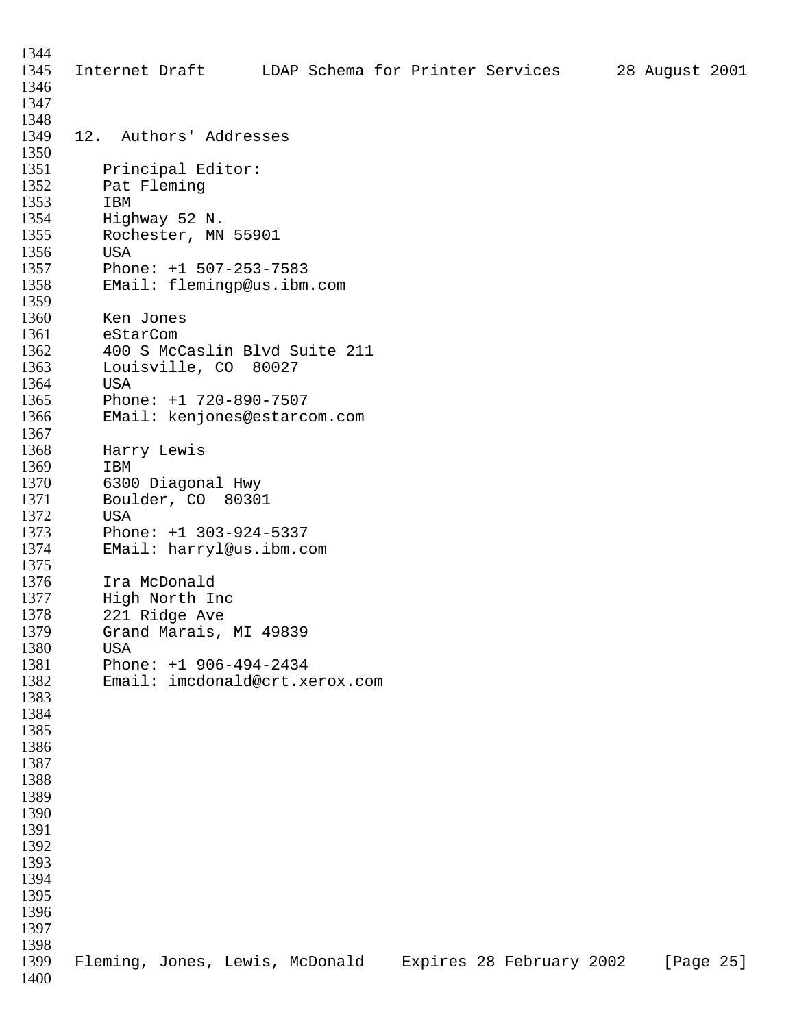## 12. Authors' Addresses

Principal Editor:
Pat Fleming
IBM
Highway 52 N.
Rochester, MN 55901
USA
Phone: +1 507-253-7583
EMail: flemingp@us.ibm.com

Ken Jones
eStarCom
400 S McCaslin Blvd Suite 211
Louisville, CO 80027
USA
Phone: +1 720-890-7507
EMail: kenjones@estarcom.com

Harry Lewis
IBM
6300 Diagonal Hwy
Boulder, CO 80301
USA
Phone: +1 303-924-5337
EMail: harryl@us.ibm.com

Ira McDonald
High North Inc
221 Ridge Ave
Grand Marais, MI 49839
USA
Phone: +1 906-494-2434
Email: imcdonald@crt.xerox.com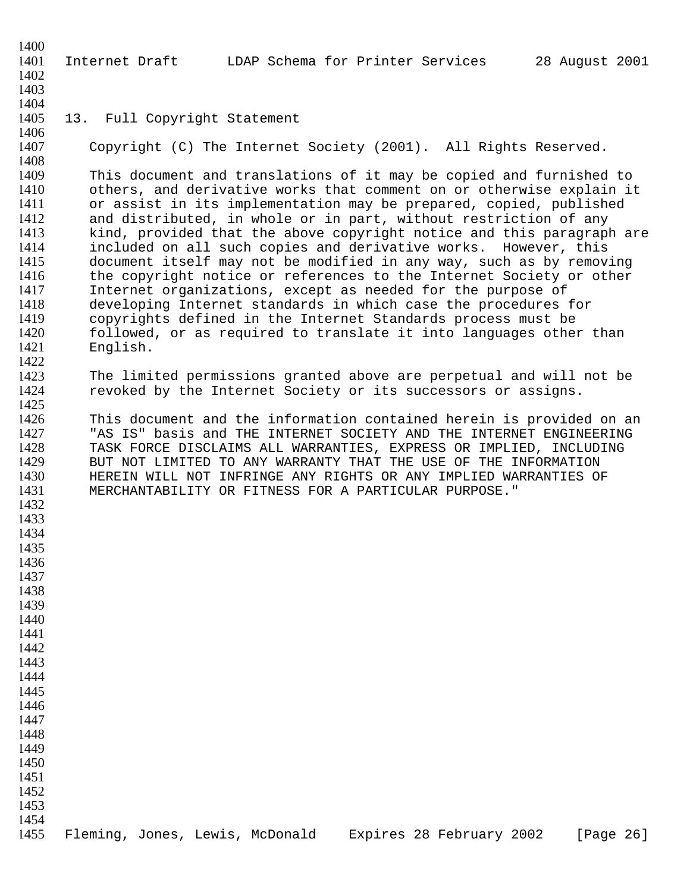## 13. Full Copyright Statement

Copyright (C) The Internet Society (2001). All Rights Reserved.

This document and translations of it may be copied and furnished to others, and derivative works that comment on or otherwise explain it or assist in its implementation may be prepared, copied, published and distributed, in whole or in part, without restriction of any kind, provided that the above copyright notice and this paragraph are included on all such copies and derivative works. However, this document itself may not be modified in any way, such as by removing the copyright notice or references to the Internet Society or other Internet organizations, except as needed for the purpose of developing Internet standards in which case the procedures for copyrights defined in the Internet Standards process must be followed, or as required to translate it into languages other than English.

The limited permissions granted above are perpetual and will not be revoked by the Internet Society or its successors or assigns.

This document and the information contained herein is provided on an "AS IS" basis and THE INTERNET SOCIETY AND THE INTERNET ENGINEERING TASK FORCE DISCLAIMS ALL WARRANTIES, EXPRESS OR IMPLIED, INCLUDING BUT NOT LIMITED TO ANY WARRANTY THAT THE USE OF THE INFORMATION HEREIN WILL NOT INFRINGE ANY RIGHTS OR ANY IMPLIED WARRANTIES OF MERCHANTABILITY OR FITNESS FOR A PARTICULAR PURPOSE."